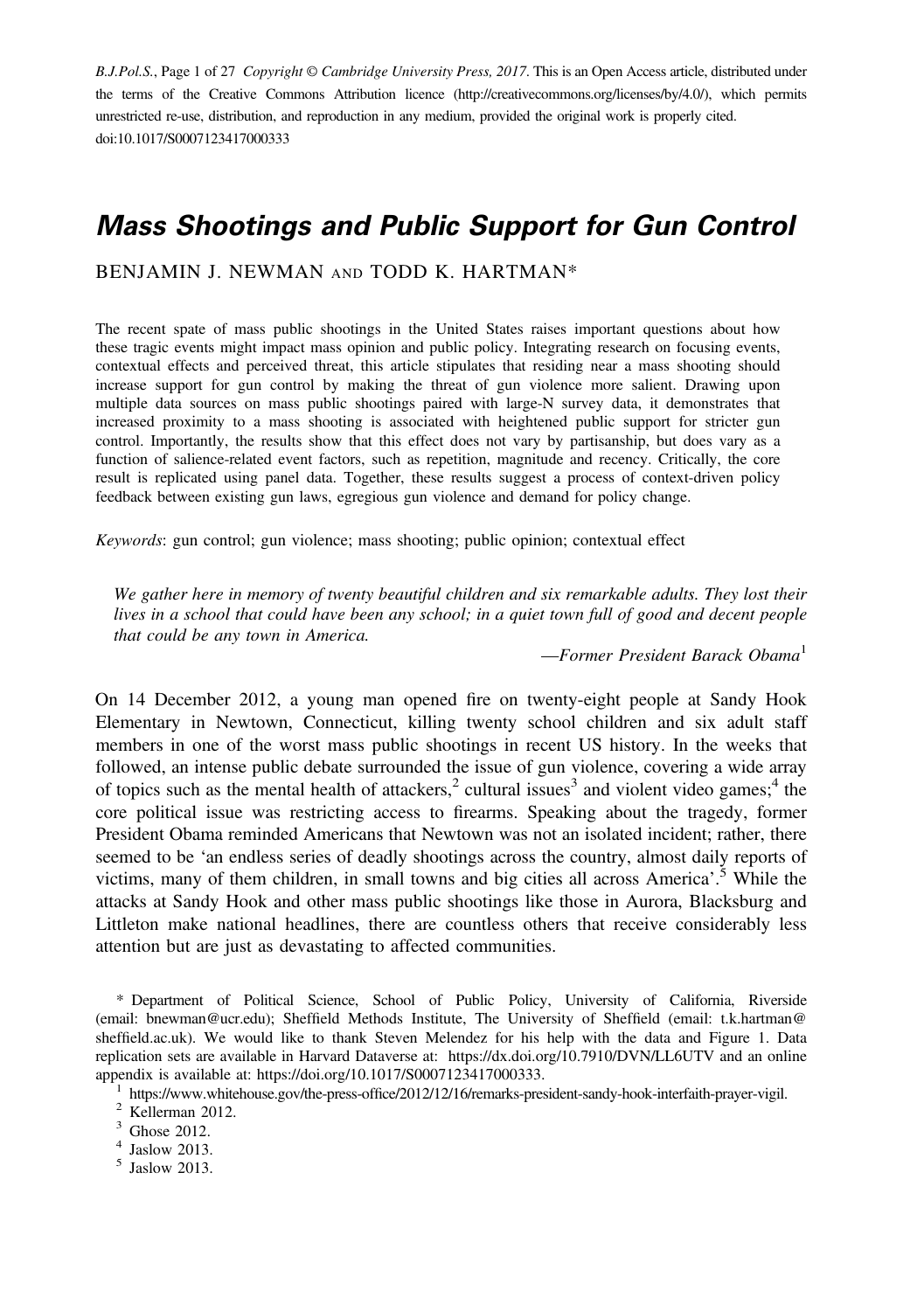B.J.Pol.S., Page 1 of 27 *Copyright © Cambridge University Press, 2017.* This is an Open Access article, distributed under the terms of the Creative Commons Attribution licence (http://creativecommons.org/licenses/by/4.0/), which permits unrestricted re-use, distribution, and reproduction in any medium, provided the original work is properly cited. doi:10.1017/S0007123417000333

# *Mass Shootings and Public Support for Gun Control*

BENJAMIN J. NEWMAN AND TODD K. HARTMAN*

The recent spate of mass public shootings in the United States raises important questions about how these tragic events might impact mass opinion and public policy. Integrating research on focusing events, contextual effects and perceived threat, this article stipulates that residing near a mass shooting should increase support for gun control by making the threat of gun violence more salient. Drawing upon multiple data sources on mass public shootings paired with large-N survey data, it demonstrates that increased proximity to a mass shooting is associated with heightened public support for stricter gun control. Importantly, the results show that this effect does not vary by partisanship, but does vary as a function of salience-related event factors, such as repetition, magnitude and recency. Critically, the core result is replicated using panel data. Together, these results suggest a process of context-driven policy feedback between existing gun laws, egregious gun violence and demand for policy change.

*Keywords*: gun control; gun violence; mass shooting; public opinion; contextual effect

> *We gather here in memory of twenty beautiful children and six remarkable adults. They lost their lives in a school that could have been any school; in a quiet town full of good and decent people that could be any town in America.*
>
> —*Former President Barack Obama*[1]

On 14 December 2012, a young man opened fire on twenty-eight people at Sandy Hook Elementary in Newtown, Connecticut, killing twenty school children and six adult staff members in one of the worst mass public shootings in recent US history. In the weeks that followed, an intense public debate surrounded the issue of gun violence, covering a wide array of topics such as the mental health of attackers,[2] cultural issues[3] and violent video games;[4] the core political issue was restricting access to firearms. Speaking about the tragedy, former President Obama reminded Americans that Newtown was not an isolated incident; rather, there seemed to be 'an endless series of deadly shootings across the country, almost daily reports of victims, many of them children, in small towns and big cities all across America'.[5] While the attacks at Sandy Hook and other mass public shootings like those in Aurora, Blacksburg and Littleton make national headlines, there are countless others that receive considerably less attention but are just as devastating to affected communities.

\* Department of Political Science, School of Public Policy, University of California, Riverside (email: bnewman@ucr.edu); Sheffield Methods Institute, The University of Sheffield (email: t.k.hartman@sheffield.ac.uk). We would like to thank Steven Melendez for his help with the data and Figure 1. Data replication sets are available in Harvard Dataverse at: https://dx.doi.org/10.7910/DVN/LL6UTV and an online appendix is available at: https://doi.org/10.1017/S0007123417000333.

[1] https://www.whitehouse.gov/the-press-office/2012/12/16/remarks-president-sandy-hook-interfaith-prayer-vigil.

[2] Kellerman 2012.

[3] Ghose 2012.

[4] Jaslow 2013.

[5] Jaslow 2013.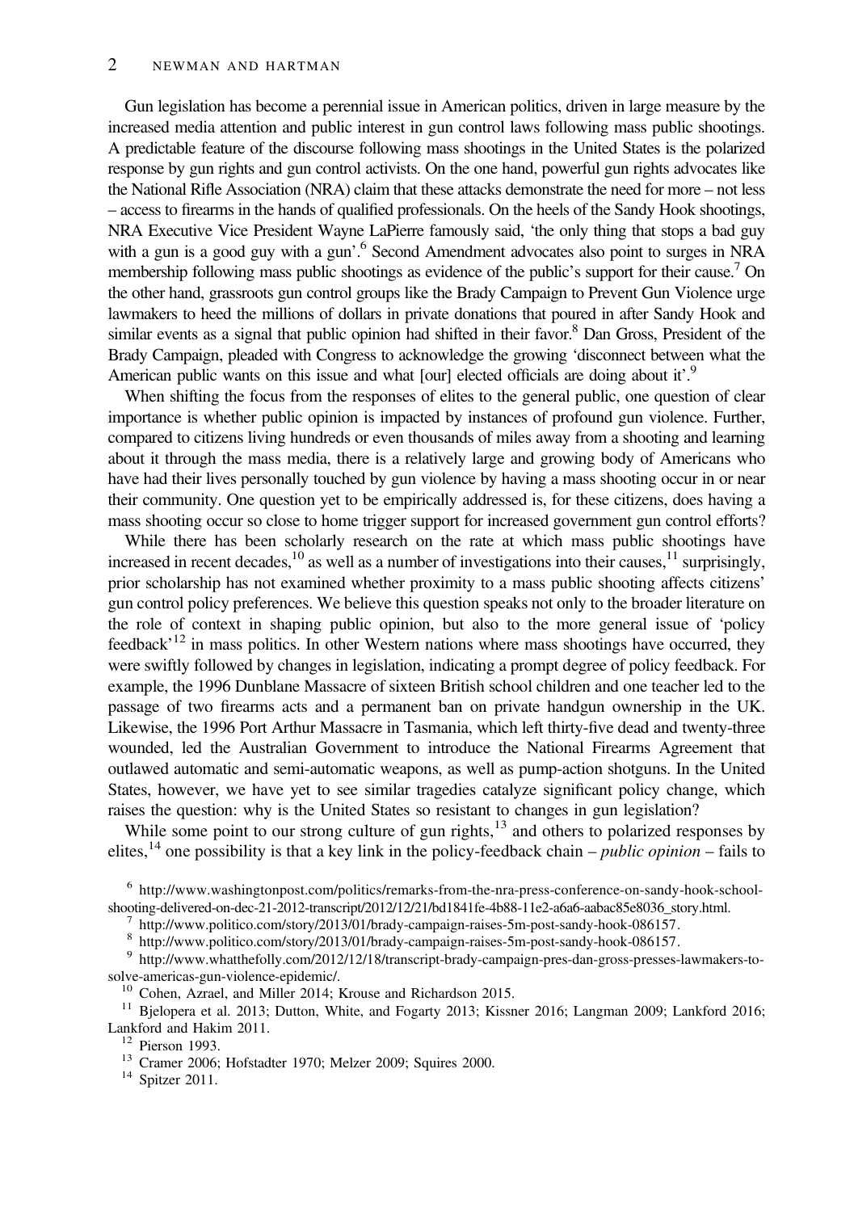Gun legislation has become a perennial issue in American politics, driven in large measure by the increased media attention and public interest in gun control laws following mass public shootings. A predictable feature of the discourse following mass shootings in the United States is the polarized response by gun rights and gun control activists. On the one hand, powerful gun rights advocates like the National Rifle Association (NRA) claim that these attacks demonstrate the need for more – not less – access to firearms in the hands of qualified professionals. On the heels of the Sandy Hook shootings, NRA Executive Vice President Wayne LaPierre famously said, 'the only thing that stops a bad guy with a gun is a good guy with a gun'.[6] Second Amendment advocates also point to surges in NRA membership following mass public shootings as evidence of the public's support for their cause.[7] On the other hand, grassroots gun control groups like the Brady Campaign to Prevent Gun Violence urge lawmakers to heed the millions of dollars in private donations that poured in after Sandy Hook and similar events as a signal that public opinion had shifted in their favor.[8] Dan Gross, President of the Brady Campaign, pleaded with Congress to acknowledge the growing 'disconnect between what the American public wants on this issue and what [our] elected officials are doing about it'.[9]

When shifting the focus from the responses of elites to the general public, one question of clear importance is whether public opinion is impacted by instances of profound gun violence. Further, compared to citizens living hundreds or even thousands of miles away from a shooting and learning about it through the mass media, there is a relatively large and growing body of Americans who have had their lives personally touched by gun violence by having a mass shooting occur in or near their community. One question yet to be empirically addressed is, for these citizens, does having a mass shooting occur so close to home trigger support for increased government gun control efforts?

While there has been scholarly research on the rate at which mass public shootings have increased in recent decades,[10] as well as a number of investigations into their causes,[11] surprisingly, prior scholarship has not examined whether proximity to a mass public shooting affects citizens' gun control policy preferences. We believe this question speaks not only to the broader literature on the role of context in shaping public opinion, but also to the more general issue of 'policy feedback'[12] in mass politics. In other Western nations where mass shootings have occurred, they were swiftly followed by changes in legislation, indicating a prompt degree of policy feedback. For example, the 1996 Dunblane Massacre of sixteen British school children and one teacher led to the passage of two firearms acts and a permanent ban on private handgun ownership in the UK. Likewise, the 1996 Port Arthur Massacre in Tasmania, which left thirty-five dead and twenty-three wounded, led the Australian Government to introduce the National Firearms Agreement that outlawed automatic and semi-automatic weapons, as well as pump-action shotguns. In the United States, however, we have yet to see similar tragedies catalyze significant policy change, which raises the question: why is the United States so resistant to changes in gun legislation?

While some point to our strong culture of gun rights,[13] and others to polarized responses by elites,[14] one possibility is that a key link in the policy-feedback chain – *public opinion* – fails to

[6] http://www.washingtonpost.com/politics/remarks-from-the-nra-press-conference-on-sandy-hook-school-shooting-delivered-on-dec-21-2012-transcript/2012/12/21/bd1841fe-4b88-11e2-a6a6-aabac85e8036_story.html.

[7] http://www.politico.com/story/2013/01/brady-campaign-raises-5m-post-sandy-hook-086157.

[8] http://www.politico.com/story/2013/01/brady-campaign-raises-5m-post-sandy-hook-086157.

[9] http://www.whatthefolly.com/2012/12/18/transcript-brady-campaign-pres-dan-gross-presses-lawmakers-to-solve-americas-gun-violence-epidemic/.

[10] Cohen, Azrael, and Miller 2014; Krouse and Richardson 2015.

[11] Bjelopera et al. 2013; Dutton, White, and Fogarty 2013; Kissner 2016; Langman 2009; Lankford 2016; Lankford and Hakim 2011.

[12] Pierson 1993.

[13] Cramer 2006; Hofstadter 1970; Melzer 2009; Squires 2000.

[14] Spitzer 2011.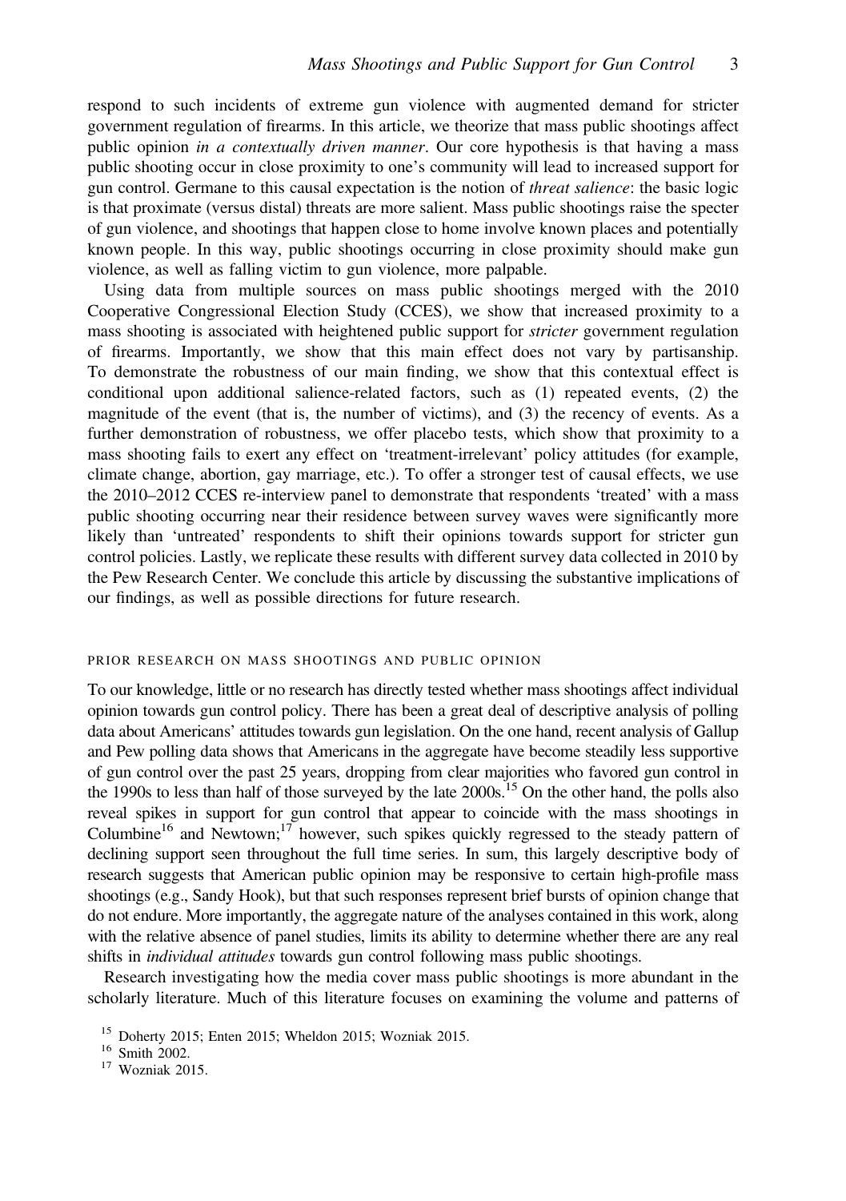respond to such incidents of extreme gun violence with augmented demand for stricter government regulation of firearms. In this article, we theorize that mass public shootings affect public opinion *in a contextually driven manner*. Our core hypothesis is that having a mass public shooting occur in close proximity to one's community will lead to increased support for gun control. Germane to this causal expectation is the notion of *threat salience*: the basic logic is that proximate (versus distal) threats are more salient. Mass public shootings raise the specter of gun violence, and shootings that happen close to home involve known places and potentially known people. In this way, public shootings occurring in close proximity should make gun violence, as well as falling victim to gun violence, more palpable.

Using data from multiple sources on mass public shootings merged with the 2010 Cooperative Congressional Election Study (CCES), we show that increased proximity to a mass shooting is associated with heightened public support for *stricter* government regulation of firearms. Importantly, we show that this main effect does not vary by partisanship. To demonstrate the robustness of our main finding, we show that this contextual effect is conditional upon additional salience-related factors, such as (1) repeated events, (2) the magnitude of the event (that is, the number of victims), and (3) the recency of events. As a further demonstration of robustness, we offer placebo tests, which show that proximity to a mass shooting fails to exert any effect on 'treatment-irrelevant' policy attitudes (for example, climate change, abortion, gay marriage, etc.). To offer a stronger test of causal effects, we use the 2010–2012 CCES re-interview panel to demonstrate that respondents 'treated' with a mass public shooting occurring near their residence between survey waves were significantly more likely than 'untreated' respondents to shift their opinions towards support for stricter gun control policies. Lastly, we replicate these results with different survey data collected in 2010 by the Pew Research Center. We conclude this article by discussing the substantive implications of our findings, as well as possible directions for future research.

## PRIOR RESEARCH ON MASS SHOOTINGS AND PUBLIC OPINION

To our knowledge, little or no research has directly tested whether mass shootings affect individual opinion towards gun control policy. There has been a great deal of descriptive analysis of polling data about Americans' attitudes towards gun legislation. On the one hand, recent analysis of Gallup and Pew polling data shows that Americans in the aggregate have become steadily less supportive of gun control over the past 25 years, dropping from clear majorities who favored gun control in the 1990s to less than half of those surveyed by the late 2000s.[15] On the other hand, the polls also reveal spikes in support for gun control that appear to coincide with the mass shootings in Columbine[16] and Newtown;[17] however, such spikes quickly regressed to the steady pattern of declining support seen throughout the full time series. In sum, this largely descriptive body of research suggests that American public opinion may be responsive to certain high-profile mass shootings (e.g., Sandy Hook), but that such responses represent brief bursts of opinion change that do not endure. More importantly, the aggregate nature of the analyses contained in this work, along with the relative absence of panel studies, limits its ability to determine whether there are any real shifts in *individual attitudes* towards gun control following mass public shootings.

Research investigating how the media cover mass public shootings is more abundant in the scholarly literature. Much of this literature focuses on examining the volume and patterns of

[15] Doherty 2015; Enten 2015; Wheldon 2015; Wozniak 2015.

[16] Smith 2002.

[17] Wozniak 2015.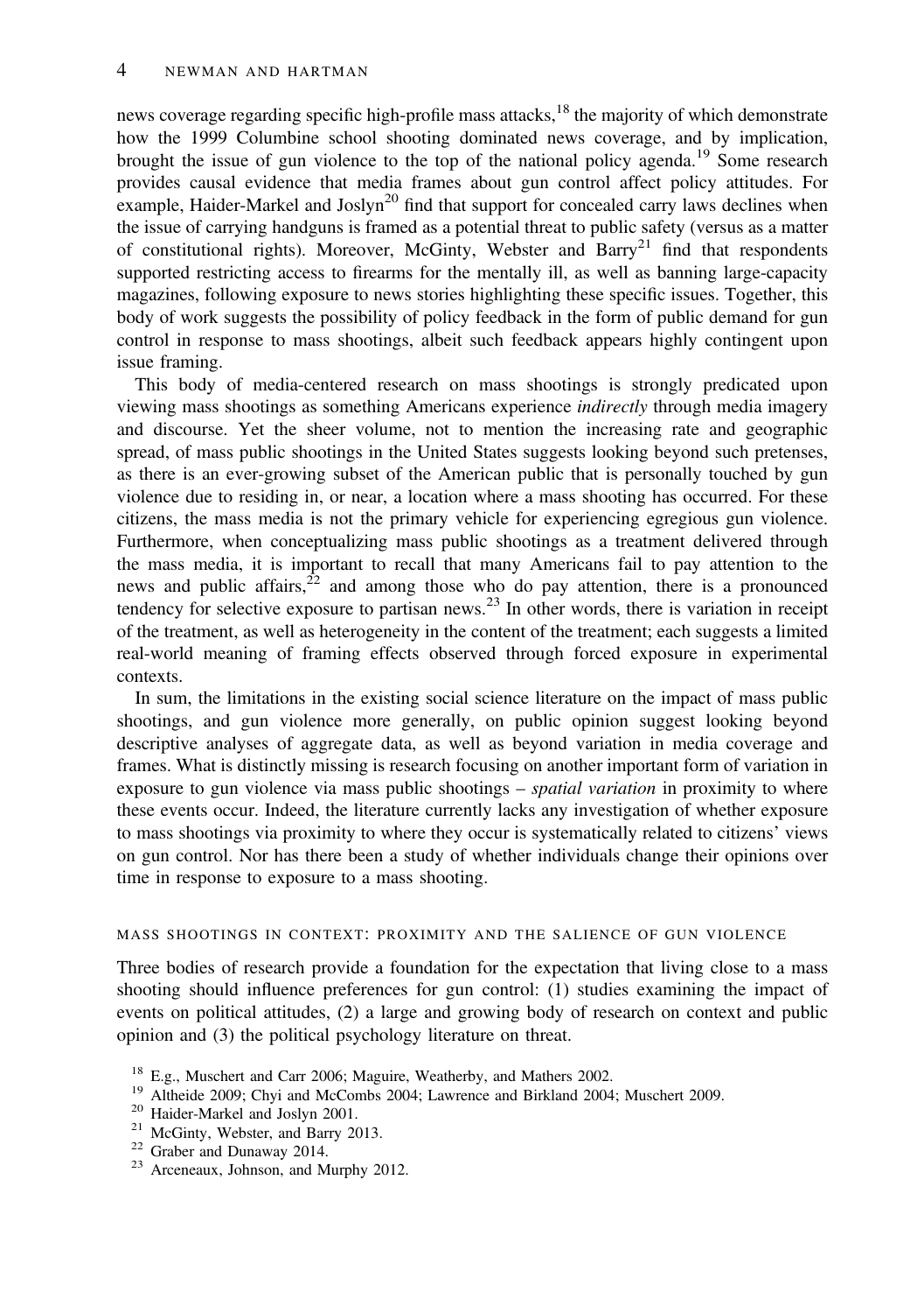news coverage regarding specific high-profile mass attacks,[18] the majority of which demonstrate how the 1999 Columbine school shooting dominated news coverage, and by implication, brought the issue of gun violence to the top of the national policy agenda.[19] Some research provides causal evidence that media frames about gun control affect policy attitudes. For example, Haider-Markel and Joslyn[20] find that support for concealed carry laws declines when the issue of carrying handguns is framed as a potential threat to public safety (versus as a matter of constitutional rights). Moreover, McGinty, Webster and Barry[21] find that respondents supported restricting access to firearms for the mentally ill, as well as banning large-capacity magazines, following exposure to news stories highlighting these specific issues. Together, this body of work suggests the possibility of policy feedback in the form of public demand for gun control in response to mass shootings, albeit such feedback appears highly contingent upon issue framing.

This body of media-centered research on mass shootings is strongly predicated upon viewing mass shootings as something Americans experience *indirectly* through media imagery and discourse. Yet the sheer volume, not to mention the increasing rate and geographic spread, of mass public shootings in the United States suggests looking beyond such pretenses, as there is an ever-growing subset of the American public that is personally touched by gun violence due to residing in, or near, a location where a mass shooting has occurred. For these citizens, the mass media is not the primary vehicle for experiencing egregious gun violence. Furthermore, when conceptualizing mass public shootings as a treatment delivered through the mass media, it is important to recall that many Americans fail to pay attention to the news and public affairs,[22] and among those who do pay attention, there is a pronounced tendency for selective exposure to partisan news.[23] In other words, there is variation in receipt of the treatment, as well as heterogeneity in the content of the treatment; each suggests a limited real-world meaning of framing effects observed through forced exposure in experimental contexts.

In sum, the limitations in the existing social science literature on the impact of mass public shootings, and gun violence more generally, on public opinion suggest looking beyond descriptive analyses of aggregate data, as well as beyond variation in media coverage and frames. What is distinctly missing is research focusing on another important form of variation in exposure to gun violence via mass public shootings – *spatial variation* in proximity to where these events occur. Indeed, the literature currently lacks any investigation of whether exposure to mass shootings via proximity to where they occur is systematically related to citizens' views on gun control. Nor has there been a study of whether individuals change their opinions over time in response to exposure to a mass shooting.

## MASS SHOOTINGS IN CONTEXT: PROXIMITY AND THE SALIENCE OF GUN VIOLENCE

Three bodies of research provide a foundation for the expectation that living close to a mass shooting should influence preferences for gun control: (1) studies examining the impact of events on political attitudes, (2) a large and growing body of research on context and public opinion and (3) the political psychology literature on threat.

[18] E.g., Muschert and Carr 2006; Maguire, Weatherby, and Mathers 2002.

[19] Altheide 2009; Chyi and McCombs 2004; Lawrence and Birkland 2004; Muschert 2009.

[20] Haider-Markel and Joslyn 2001.

[21] McGinty, Webster, and Barry 2013.

[22] Graber and Dunaway 2014.

[23] Arceneaux, Johnson, and Murphy 2012.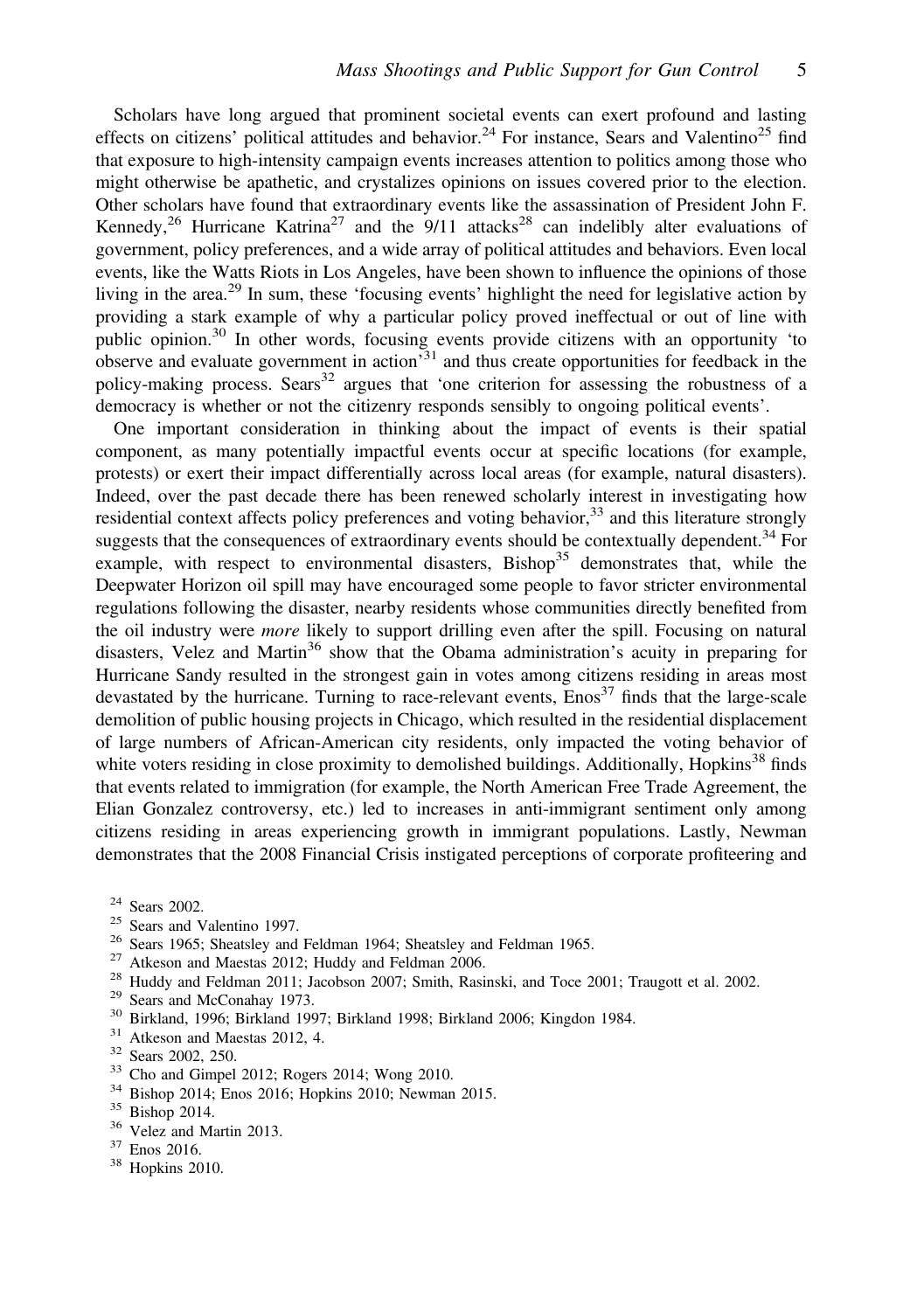Scholars have long argued that prominent societal events can exert profound and lasting effects on citizens' political attitudes and behavior.[24] For instance, Sears and Valentino[25] find that exposure to high-intensity campaign events increases attention to politics among those who might otherwise be apathetic, and crystalizes opinions on issues covered prior to the election. Other scholars have found that extraordinary events like the assassination of President John F. Kennedy,[26] Hurricane Katrina[27] and the 9/11 attacks[28] can indelibly alter evaluations of government, policy preferences, and a wide array of political attitudes and behaviors. Even local events, like the Watts Riots in Los Angeles, have been shown to influence the opinions of those living in the area.[29] In sum, these 'focusing events' highlight the need for legislative action by providing a stark example of why a particular policy proved ineffectual or out of line with public opinion.[30] In other words, focusing events provide citizens with an opportunity 'to observe and evaluate government in action'[31] and thus create opportunities for feedback in the policy-making process. Sears[32] argues that 'one criterion for assessing the robustness of a democracy is whether or not the citizenry responds sensibly to ongoing political events'.

One important consideration in thinking about the impact of events is their spatial component, as many potentially impactful events occur at specific locations (for example, protests) or exert their impact differentially across local areas (for example, natural disasters). Indeed, over the past decade there has been renewed scholarly interest in investigating how residential context affects policy preferences and voting behavior,[33] and this literature strongly suggests that the consequences of extraordinary events should be contextually dependent.[34] For example, with respect to environmental disasters, Bishop[35] demonstrates that, while the Deepwater Horizon oil spill may have encouraged some people to favor stricter environmental regulations following the disaster, nearby residents whose communities directly benefited from the oil industry were *more* likely to support drilling even after the spill. Focusing on natural disasters, Velez and Martin[36] show that the Obama administration's acuity in preparing for Hurricane Sandy resulted in the strongest gain in votes among citizens residing in areas most devastated by the hurricane. Turning to race-relevant events, Enos[37] finds that the large-scale demolition of public housing projects in Chicago, which resulted in the residential displacement of large numbers of African-American city residents, only impacted the voting behavior of white voters residing in close proximity to demolished buildings. Additionally, Hopkins[38] finds that events related to immigration (for example, the North American Free Trade Agreement, the Elian Gonzalez controversy, etc.) led to increases in anti-immigrant sentiment only among citizens residing in areas experiencing growth in immigrant populations. Lastly, Newman demonstrates that the 2008 Financial Crisis instigated perceptions of corporate profiteering and

[24] Sears 2002.

[25] Sears and Valentino 1997.

[26] Sears 1965; Sheatsley and Feldman 1964; Sheatsley and Feldman 1965.

[27] Atkeson and Maestas 2012; Huddy and Feldman 2006.

[28] Huddy and Feldman 2011; Jacobson 2007; Smith, Rasinski, and Toce 2001; Traugott et al. 2002.

[29] Sears and McConahay 1973.

[30] Birkland, 1996; Birkland 1997; Birkland 1998; Birkland 2006; Kingdon 1984.

[31] Atkeson and Maestas 2012, 4.

[32] Sears 2002, 250.

[33] Cho and Gimpel 2012; Rogers 2014; Wong 2010.

[34] Bishop 2014; Enos 2016; Hopkins 2010; Newman 2015.

[35] Bishop 2014.

[36] Velez and Martin 2013.

[37] Enos 2016.

[38] Hopkins 2010.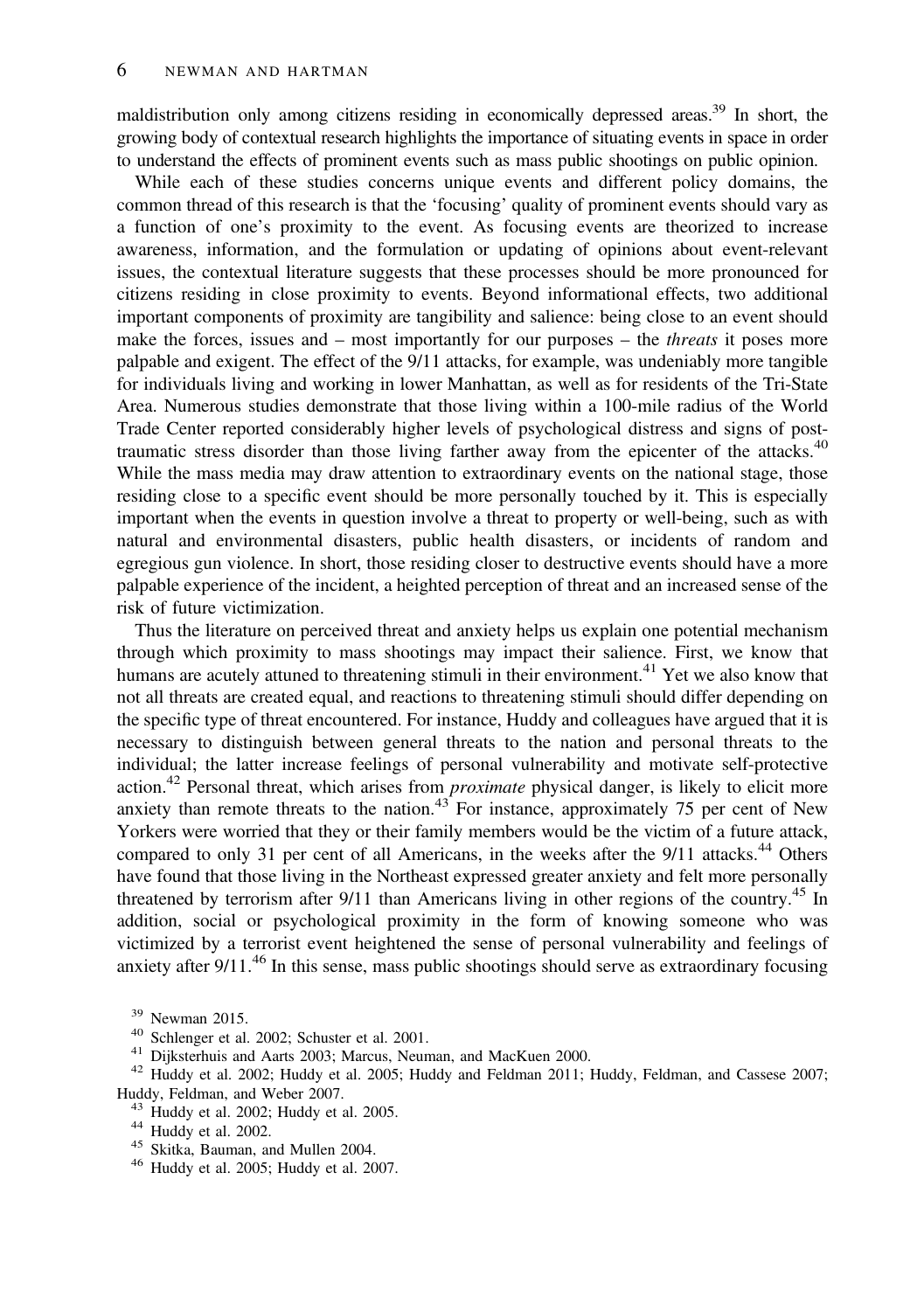maldistribution only among citizens residing in economically depressed areas.[39] In short, the growing body of contextual research highlights the importance of situating events in space in order to understand the effects of prominent events such as mass public shootings on public opinion.

While each of these studies concerns unique events and different policy domains, the common thread of this research is that the 'focusing' quality of prominent events should vary as a function of one's proximity to the event. As focusing events are theorized to increase awareness, information, and the formulation or updating of opinions about event-relevant issues, the contextual literature suggests that these processes should be more pronounced for citizens residing in close proximity to events. Beyond informational effects, two additional important components of proximity are tangibility and salience: being close to an event should make the forces, issues and – most importantly for our purposes – the *threats* it poses more palpable and exigent. The effect of the 9/11 attacks, for example, was undeniably more tangible for individuals living and working in lower Manhattan, as well as for residents of the Tri-State Area. Numerous studies demonstrate that those living within a 100-mile radius of the World Trade Center reported considerably higher levels of psychological distress and signs of post-traumatic stress disorder than those living farther away from the epicenter of the attacks.[40] While the mass media may draw attention to extraordinary events on the national stage, those residing close to a specific event should be more personally touched by it. This is especially important when the events in question involve a threat to property or well-being, such as with natural and environmental disasters, public health disasters, or incidents of random and egregious gun violence. In short, those residing closer to destructive events should have a more palpable experience of the incident, a heighted perception of threat and an increased sense of the risk of future victimization.

Thus the literature on perceived threat and anxiety helps us explain one potential mechanism through which proximity to mass shootings may impact their salience. First, we know that humans are acutely attuned to threatening stimuli in their environment.[41] Yet we also know that not all threats are created equal, and reactions to threatening stimuli should differ depending on the specific type of threat encountered. For instance, Huddy and colleagues have argued that it is necessary to distinguish between general threats to the nation and personal threats to the individual; the latter increase feelings of personal vulnerability and motivate self-protective action.[42] Personal threat, which arises from *proximate* physical danger, is likely to elicit more anxiety than remote threats to the nation.[43] For instance, approximately 75 per cent of New Yorkers were worried that they or their family members would be the victim of a future attack, compared to only 31 per cent of all Americans, in the weeks after the 9/11 attacks.[44] Others have found that those living in the Northeast expressed greater anxiety and felt more personally threatened by terrorism after 9/11 than Americans living in other regions of the country.[45] In addition, social or psychological proximity in the form of knowing someone who was victimized by a terrorist event heightened the sense of personal vulnerability and feelings of anxiety after 9/11.[46] In this sense, mass public shootings should serve as extraordinary focusing

[39] Newman 2015.

[40] Schlenger et al. 2002; Schuster et al. 2001.

[41] Dijksterhuis and Aarts 2003; Marcus, Neuman, and MacKuen 2000.

[42] Huddy et al. 2002; Huddy et al. 2005; Huddy and Feldman 2011; Huddy, Feldman, and Cassese 2007; Huddy, Feldman, and Weber 2007.

[43] Huddy et al. 2002; Huddy et al. 2005.

[44] Huddy et al. 2002.

[45] Skitka, Bauman, and Mullen 2004.

[46] Huddy et al. 2005; Huddy et al. 2007.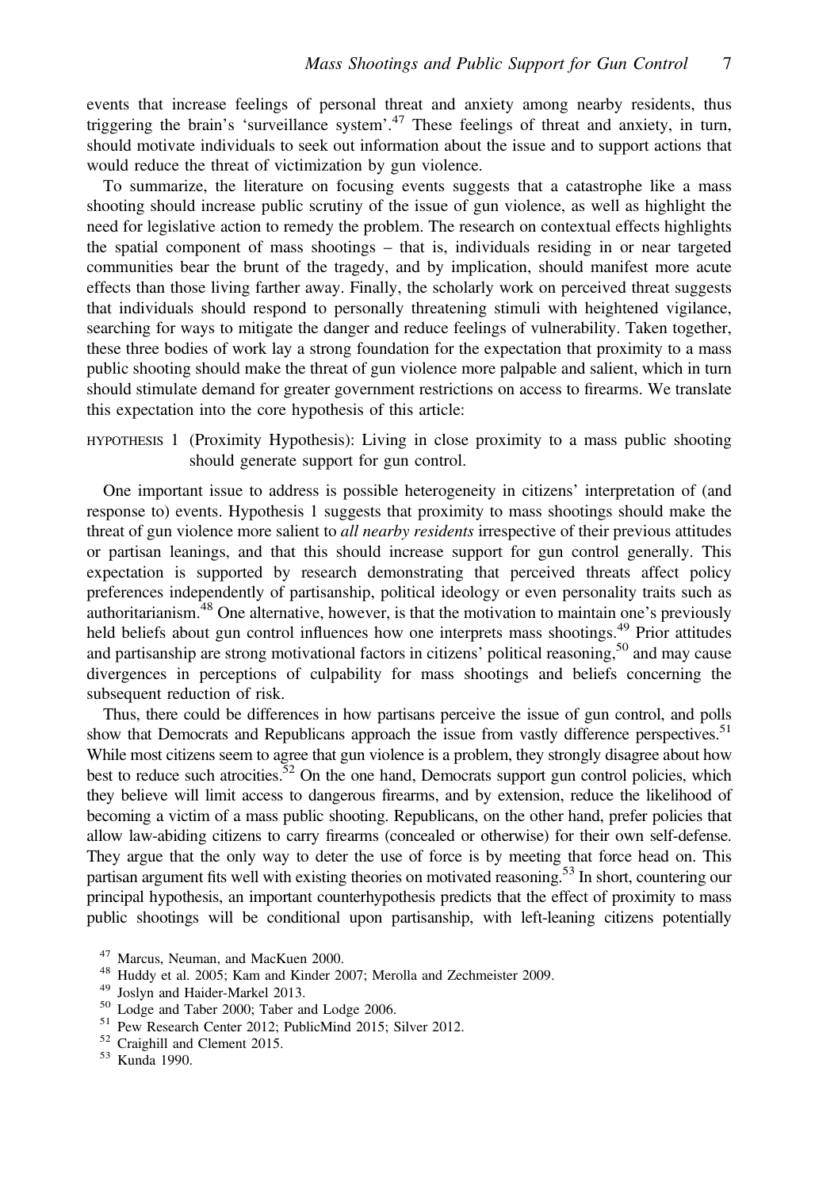events that increase feelings of personal threat and anxiety among nearby residents, thus triggering the brain's 'surveillance system'.[47] These feelings of threat and anxiety, in turn, should motivate individuals to seek out information about the issue and to support actions that would reduce the threat of victimization by gun violence.

To summarize, the literature on focusing events suggests that a catastrophe like a mass shooting should increase public scrutiny of the issue of gun violence, as well as highlight the need for legislative action to remedy the problem. The research on contextual effects highlights the spatial component of mass shootings – that is, individuals residing in or near targeted communities bear the brunt of the tragedy, and by implication, should manifest more acute effects than those living farther away. Finally, the scholarly work on perceived threat suggests that individuals should respond to personally threatening stimuli with heightened vigilance, searching for ways to mitigate the danger and reduce feelings of vulnerability. Taken together, these three bodies of work lay a strong foundation for the expectation that proximity to a mass public shooting should make the threat of gun violence more palpable and salient, which in turn should stimulate demand for greater government restrictions on access to firearms. We translate this expectation into the core hypothesis of this article:

HYPOTHESIS 1 (Proximity Hypothesis): Living in close proximity to a mass public shooting should generate support for gun control.

One important issue to address is possible heterogeneity in citizens' interpretation of (and response to) events. Hypothesis 1 suggests that proximity to mass shootings should make the threat of gun violence more salient to *all nearby residents* irrespective of their previous attitudes or partisan leanings, and that this should increase support for gun control generally. This expectation is supported by research demonstrating that perceived threats affect policy preferences independently of partisanship, political ideology or even personality traits such as authoritarianism.[48] One alternative, however, is that the motivation to maintain one's previously held beliefs about gun control influences how one interprets mass shootings.[49] Prior attitudes and partisanship are strong motivational factors in citizens' political reasoning,[50] and may cause divergences in perceptions of culpability for mass shootings and beliefs concerning the subsequent reduction of risk.

Thus, there could be differences in how partisans perceive the issue of gun control, and polls show that Democrats and Republicans approach the issue from vastly difference perspectives.[51] While most citizens seem to agree that gun violence is a problem, they strongly disagree about how best to reduce such atrocities.[52] On the one hand, Democrats support gun control policies, which they believe will limit access to dangerous firearms, and by extension, reduce the likelihood of becoming a victim of a mass public shooting. Republicans, on the other hand, prefer policies that allow law-abiding citizens to carry firearms (concealed or otherwise) for their own self-defense. They argue that the only way to deter the use of force is by meeting that force head on. This partisan argument fits well with existing theories on motivated reasoning.[53] In short, countering our principal hypothesis, an important counterhypothesis predicts that the effect of proximity to mass public shootings will be conditional upon partisanship, with left-leaning citizens potentially

[47] Marcus, Neuman, and MacKuen 2000.

[48] Huddy et al. 2005; Kam and Kinder 2007; Merolla and Zechmeister 2009.

[49] Joslyn and Haider-Markel 2013.

[50] Lodge and Taber 2000; Taber and Lodge 2006.

[51] Pew Research Center 2012; PublicMind 2015; Silver 2012.

[52] Craighill and Clement 2015.

[53] Kunda 1990.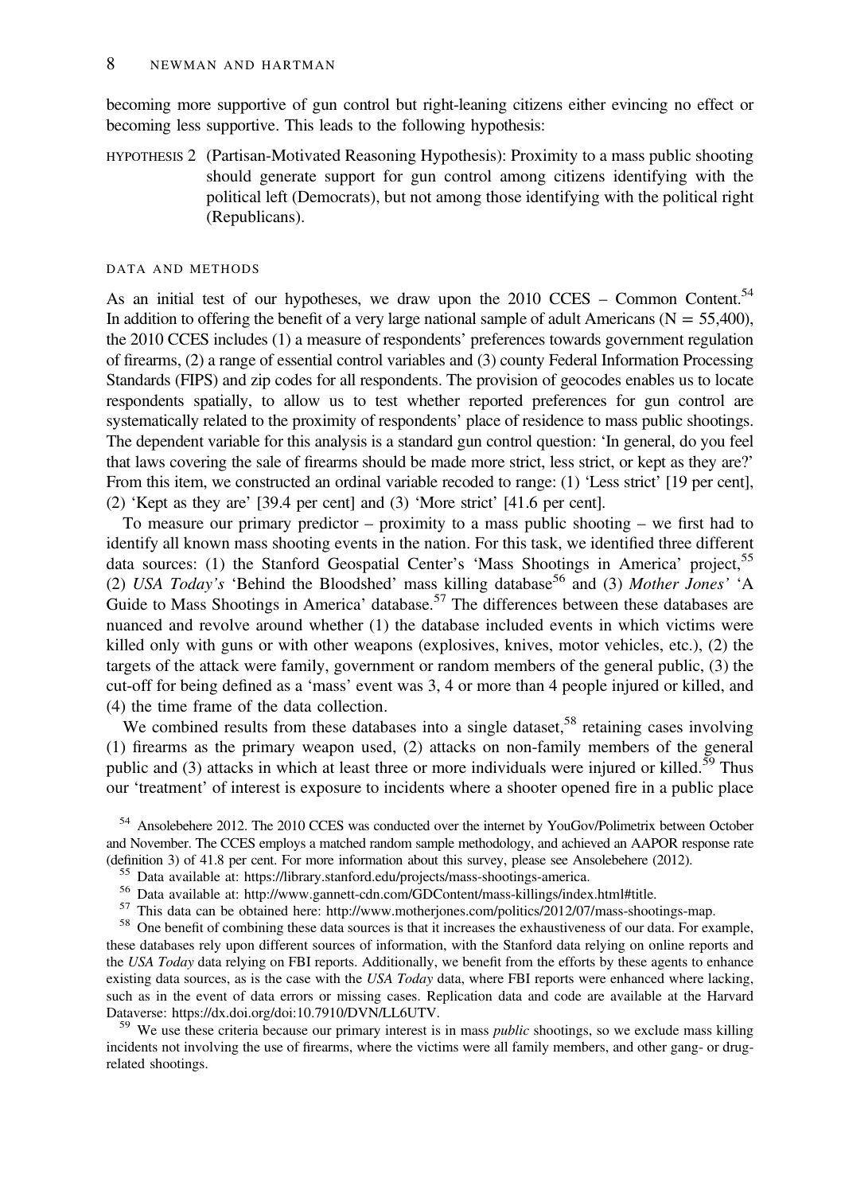becoming more supportive of gun control but right-leaning citizens either evincing no effect or becoming less supportive. This leads to the following hypothesis:

HYPOTHESIS 2 (Partisan-Motivated Reasoning Hypothesis): Proximity to a mass public shooting should generate support for gun control among citizens identifying with the political left (Democrats), but not among those identifying with the political right (Republicans).

## DATA AND METHODS

As an initial test of our hypotheses, we draw upon the 2010 CCES – Common Content.[54] In addition to offering the benefit of a very large national sample of adult Americans (N = 55,400), the 2010 CCES includes (1) a measure of respondents' preferences towards government regulation of firearms, (2) a range of essential control variables and (3) county Federal Information Processing Standards (FIPS) and zip codes for all respondents. The provision of geocodes enables us to locate respondents spatially, to allow us to test whether reported preferences for gun control are systematically related to the proximity of respondents' place of residence to mass public shootings. The dependent variable for this analysis is a standard gun control question: 'In general, do you feel that laws covering the sale of firearms should be made more strict, less strict, or kept as they are?' From this item, we constructed an ordinal variable recoded to range: (1) 'Less strict' [19 per cent], (2) 'Kept as they are' [39.4 per cent] and (3) 'More strict' [41.6 per cent].

To measure our primary predictor – proximity to a mass public shooting – we first had to identify all known mass shooting events in the nation. For this task, we identified three different data sources: (1) the Stanford Geospatial Center's 'Mass Shootings in America' project,[55] (2) *USA Today's* 'Behind the Bloodshed' mass killing database[56] and (3) *Mother Jones'* 'A Guide to Mass Shootings in America' database.[57] The differences between these databases are nuanced and revolve around whether (1) the database included events in which victims were killed only with guns or with other weapons (explosives, knives, motor vehicles, etc.), (2) the targets of the attack were family, government or random members of the general public, (3) the cut-off for being defined as a 'mass' event was 3, 4 or more than 4 people injured or killed, and (4) the time frame of the data collection.

We combined results from these databases into a single dataset,[58] retaining cases involving (1) firearms as the primary weapon used, (2) attacks on non-family members of the general public and (3) attacks in which at least three or more individuals were injured or killed.[59] Thus our 'treatment' of interest is exposure to incidents where a shooter opened fire in a public place

[54] Ansolebehere 2012. The 2010 CCES was conducted over the internet by YouGov/Polimetrix between October and November. The CCES employs a matched random sample methodology, and achieved an AAPOR response rate (definition 3) of 41.8 per cent. For more information about this survey, please see Ansolebehere (2012).

[55] Data available at: https://library.stanford.edu/projects/mass-shootings-america.

[56] Data available at: http://www.gannett-cdn.com/GDContent/mass-killings/index.html#title.

[57] This data can be obtained here: http://www.motherjones.com/politics/2012/07/mass-shootings-map.

[58] One benefit of combining these data sources is that it increases the exhaustiveness of our data. For example, these databases rely upon different sources of information, with the Stanford data relying on online reports and the *USA Today* data relying on FBI reports. Additionally, we benefit from the efforts by these agents to enhance existing data sources, as is the case with the *USA Today* data, where FBI reports were enhanced where lacking, such as in the event of data errors or missing cases. Replication data and code are available at the Harvard Dataverse: https://dx.doi.org/doi:10.7910/DVN/LL6UTV.

[59] We use these criteria because our primary interest is in mass *public* shootings, so we exclude mass killing incidents not involving the use of firearms, where the victims were all family members, and other gang- or drug-related shootings.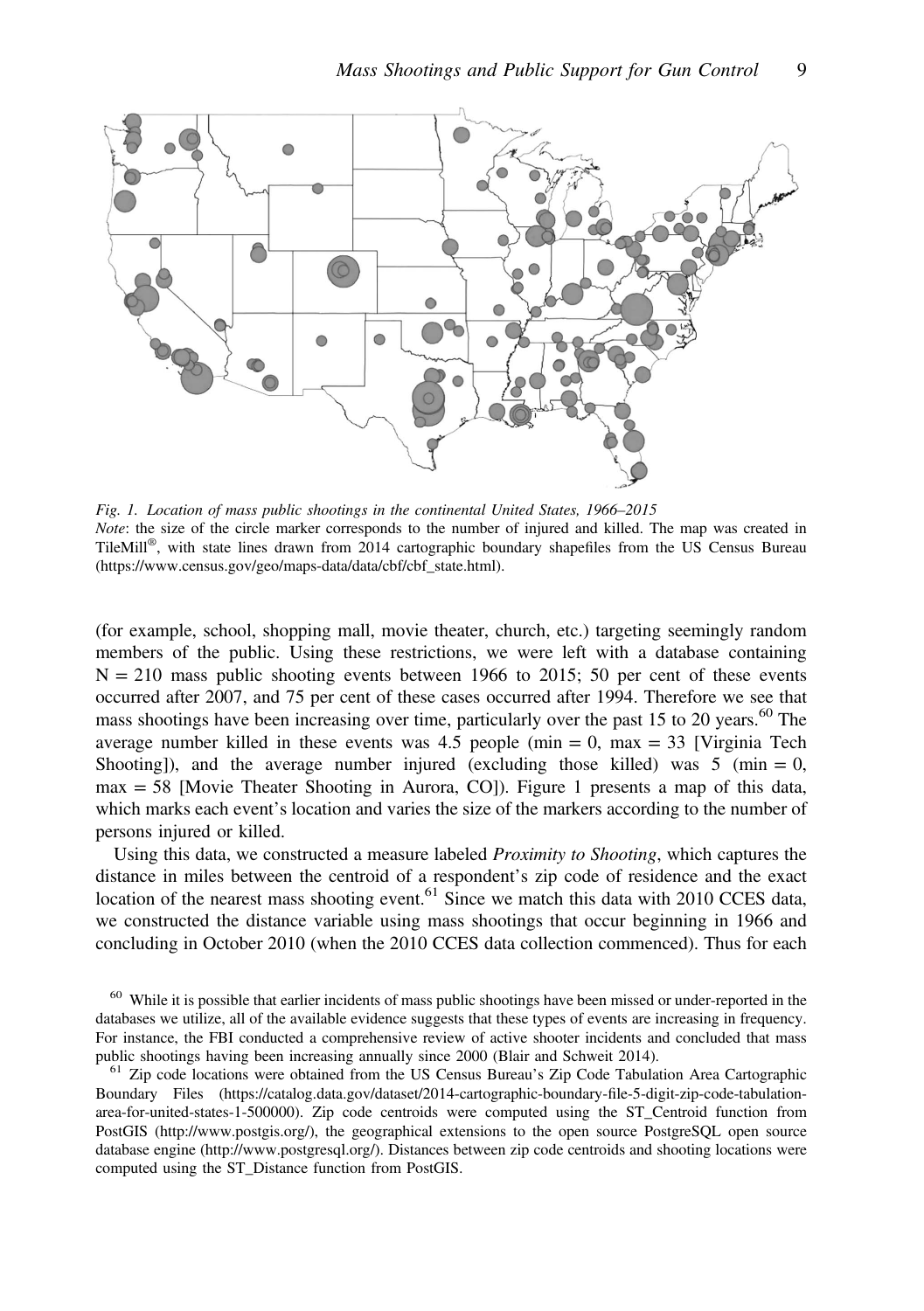*Fig. 1. Location of mass public shootings in the continental United States, 1966–2015*
*Note*: the size of the circle marker corresponds to the number of injured and killed. The map was created in TileMill®, with state lines drawn from 2014 cartographic boundary shapefiles from the US Census Bureau (https://www.census.gov/geo/maps-data/data/cbf/cbf_state.html).

(for example, school, shopping mall, movie theater, church, etc.) targeting seemingly random members of the public. Using these restrictions, we were left with a database containing $N = 210$ mass public shooting events between 1966 to 2015; 50 per cent of these events occurred after 2007, and 75 per cent of these cases occurred after 1994. Therefore we see that mass shootings have been increasing over time, particularly over the past 15 to 20 years.[60] The average number killed in these events was 4.5 people (min = 0, max = 33 [Virginia Tech Shooting]), and the average number injured (excluding those killed) was 5 (min = 0, max = 58 [Movie Theater Shooting in Aurora, CO]). Figure 1 presents a map of this data, which marks each event's location and varies the size of the markers according to the number of persons injured or killed.

Using this data, we constructed a measure labeled *Proximity to Shooting*, which captures the distance in miles between the centroid of a respondent's zip code of residence and the exact location of the nearest mass shooting event.[61] Since we match this data with 2010 CCES data, we constructed the distance variable using mass shootings that occur beginning in 1966 and concluding in October 2010 (when the 2010 CCES data collection commenced). Thus for each

[60] While it is possible that earlier incidents of mass public shootings have been missed or under-reported in the databases we utilize, all of the available evidence suggests that these types of events are increasing in frequency. For instance, the FBI conducted a comprehensive review of active shooter incidents and concluded that mass public shootings having been increasing annually since 2000 (Blair and Schweit 2014).

[61] Zip code locations were obtained from the US Census Bureau's Zip Code Tabulation Area Cartographic Boundary Files (https://catalog.data.gov/dataset/2014-cartographic-boundary-file-5-digit-zip-code-tabulation-area-for-united-states-1-500000). Zip code centroids were computed using the ST_Centroid function from PostGIS (http://www.postgis.org/), the geographical extensions to the open source PostgreSQL open source database engine (http://www.postgresql.org/). Distances between zip code centroids and shooting locations were computed using the ST_Distance function from PostGIS.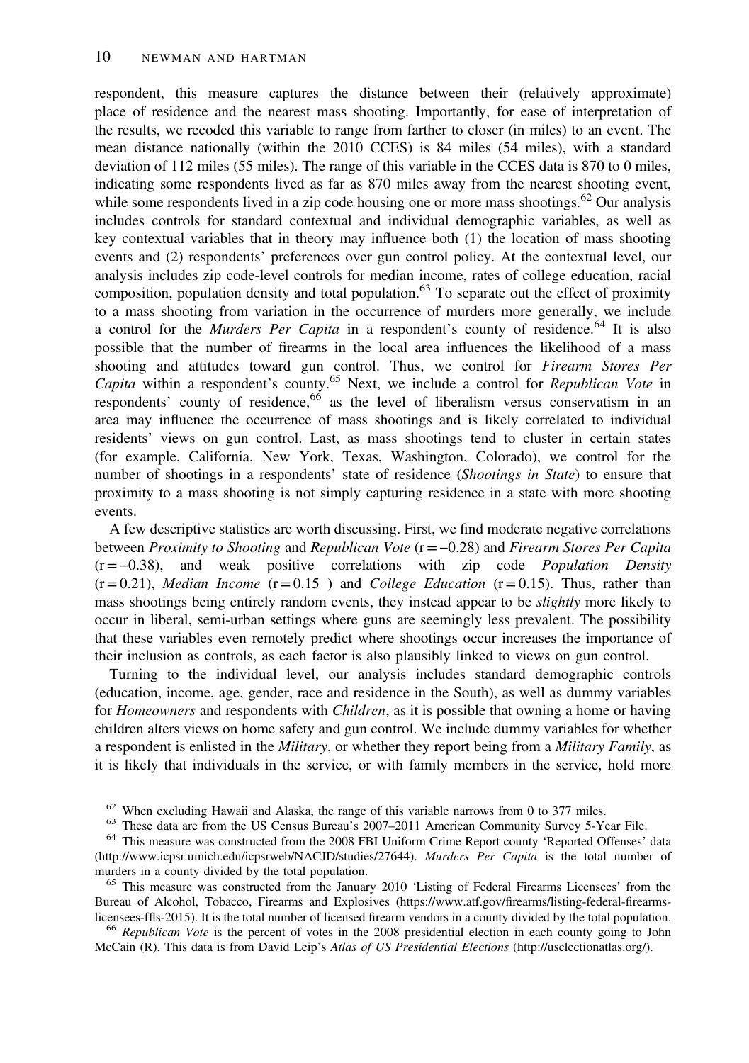respondent, this measure captures the distance between their (relatively approximate) place of residence and the nearest mass shooting. Importantly, for ease of interpretation of the results, we recoded this variable to range from farther to closer (in miles) to an event. The mean distance nationally (within the 2010 CCES) is 84 miles (54 miles), with a standard deviation of 112 miles (55 miles). The range of this variable in the CCES data is 870 to 0 miles, indicating some respondents lived as far as 870 miles away from the nearest shooting event, while some respondents lived in a zip code housing one or more mass shootings.[62] Our analysis includes controls for standard contextual and individual demographic variables, as well as key contextual variables that in theory may influence both (1) the location of mass shooting events and (2) respondents' preferences over gun control policy. At the contextual level, our analysis includes zip code-level controls for median income, rates of college education, racial composition, population density and total population.[63] To separate out the effect of proximity to a mass shooting from variation in the occurrence of murders more generally, we include a control for the *Murders Per Capita* in a respondent's county of residence.[64] It is also possible that the number of firearms in the local area influences the likelihood of a mass shooting and attitudes toward gun control. Thus, we control for *Firearm Stores Per Capita* within a respondent's county.[65] Next, we include a control for *Republican Vote* in respondents' county of residence,[66] as the level of liberalism versus conservatism in an area may influence the occurrence of mass shootings and is likely correlated to individual residents' views on gun control. Last, as mass shootings tend to cluster in certain states (for example, California, New York, Texas, Washington, Colorado), we control for the number of shootings in a respondents' state of residence (*Shootings in State*) to ensure that proximity to a mass shooting is not simply capturing residence in a state with more shooting events.

A few descriptive statistics are worth discussing. First, we find moderate negative correlations between *Proximity to Shooting* and *Republican Vote* (r = −0.28) and *Firearm Stores Per Capita* (r = −0.38), and weak positive correlations with zip code *Population Density* (r = 0.21), *Median Income* (r = 0.15 ) and *College Education* (r = 0.15). Thus, rather than mass shootings being entirely random events, they instead appear to be *slightly* more likely to occur in liberal, semi-urban settings where guns are seemingly less prevalent. The possibility that these variables even remotely predict where shootings occur increases the importance of their inclusion as controls, as each factor is also plausibly linked to views on gun control.

Turning to the individual level, our analysis includes standard demographic controls (education, income, age, gender, race and residence in the South), as well as dummy variables for *Homeowners* and respondents with *Children*, as it is possible that owning a home or having children alters views on home safety and gun control. We include dummy variables for whether a respondent is enlisted in the *Military*, or whether they report being from a *Military Family*, as it is likely that individuals in the service, or with family members in the service, hold more

[62] When excluding Hawaii and Alaska, the range of this variable narrows from 0 to 377 miles.

[63] These data are from the US Census Bureau's 2007–2011 American Community Survey 5-Year File.

[64] This measure was constructed from the 2008 FBI Uniform Crime Report county 'Reported Offenses' data (http://www.icpsr.umich.edu/icpsrweb/NACJD/studies/27644). *Murders Per Capita* is the total number of murders in a county divided by the total population.

[65] This measure was constructed from the January 2010 'Listing of Federal Firearms Licensees' from the Bureau of Alcohol, Tobacco, Firearms and Explosives (https://www.atf.gov/firearms/listing-federal-firearms-licensees-ffls-2015). It is the total number of licensed firearm vendors in a county divided by the total population.

[66] *Republican Vote* is the percent of votes in the 2008 presidential election in each county going to John McCain (R). This data is from David Leip's *Atlas of US Presidential Elections* (http://uselectionatlas.org/).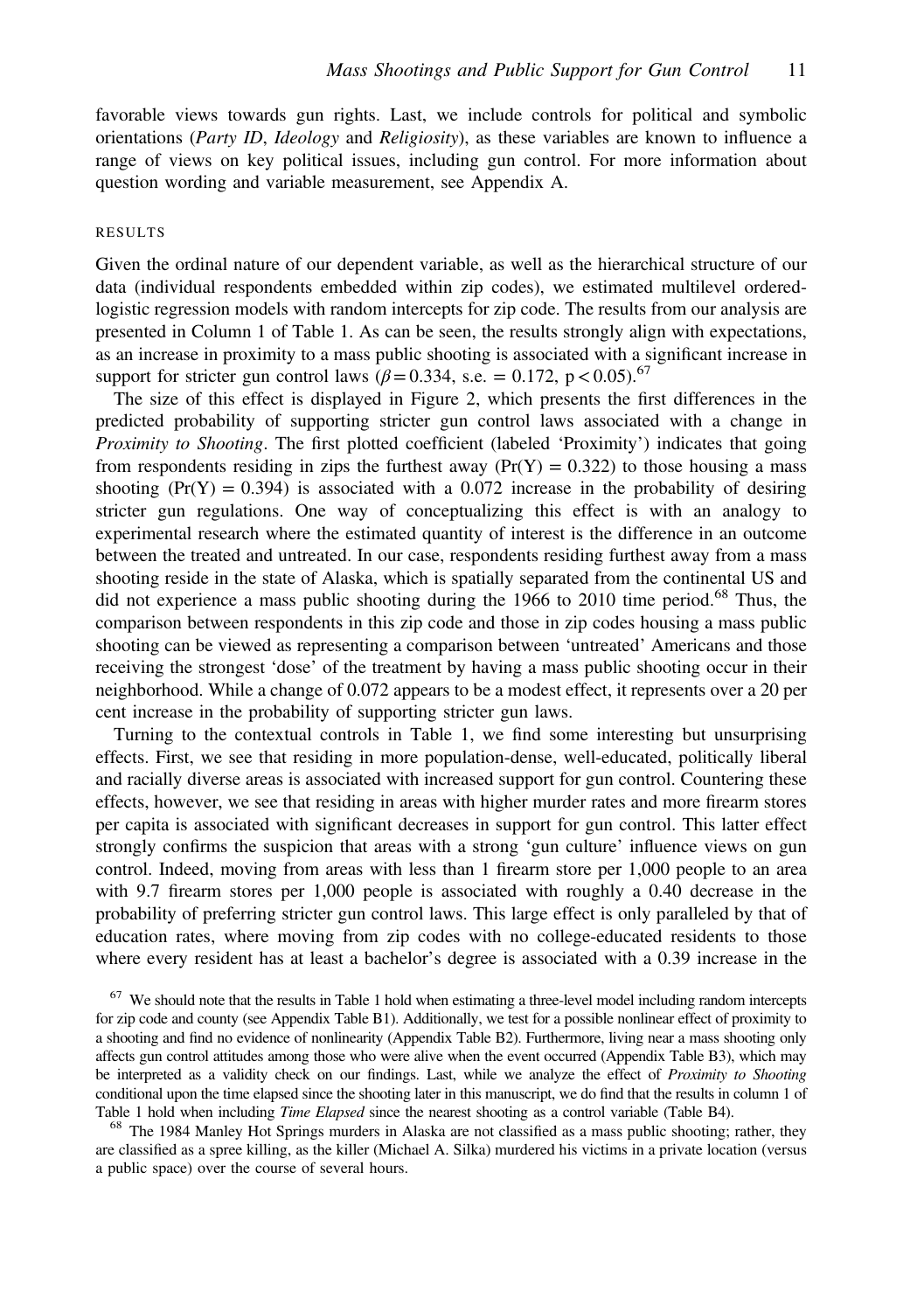favorable views towards gun rights. Last, we include controls for political and symbolic orientations (*Party ID*, *Ideology* and *Religiosity*), as these variables are known to influence a range of views on key political issues, including gun control. For more information about question wording and variable measurement, see Appendix A.

## RESULTS

Given the ordinal nature of our dependent variable, as well as the hierarchical structure of our data (individual respondents embedded within zip codes), we estimated multilevel ordered-logistic regression models with random intercepts for zip code. The results from our analysis are presented in Column 1 of Table 1. As can be seen, the results strongly align with expectations, as an increase in proximity to a mass public shooting is associated with a significant increase in support for stricter gun control laws ($\beta = 0.334$, s.e. = 0.172, $p < 0.05$).[67]

The size of this effect is displayed in Figure 2, which presents the first differences in the predicted probability of supporting stricter gun control laws associated with a change in *Proximity to Shooting*. The first plotted coefficient (labeled 'Proximity') indicates that going from respondents residing in zips the furthest away ($\Pr(Y) = 0.322$) to those housing a mass shooting ($\Pr(Y) = 0.394$) is associated with a 0.072 increase in the probability of desiring stricter gun regulations. One way of conceptualizing this effect is with an analogy to experimental research where the estimated quantity of interest is the difference in an outcome between the treated and untreated. In our case, respondents residing furthest away from a mass shooting reside in the state of Alaska, which is spatially separated from the continental US and did not experience a mass public shooting during the 1966 to 2010 time period.[68] Thus, the comparison between respondents in this zip code and those in zip codes housing a mass public shooting can be viewed as representing a comparison between 'untreated' Americans and those receiving the strongest 'dose' of the treatment by having a mass public shooting occur in their neighborhood. While a change of 0.072 appears to be a modest effect, it represents over a 20 per cent increase in the probability of supporting stricter gun laws.

Turning to the contextual controls in Table 1, we find some interesting but unsurprising effects. First, we see that residing in more population-dense, well-educated, politically liberal and racially diverse areas is associated with increased support for gun control. Countering these effects, however, we see that residing in areas with higher murder rates and more firearm stores per capita is associated with significant decreases in support for gun control. This latter effect strongly confirms the suspicion that areas with a strong 'gun culture' influence views on gun control. Indeed, moving from areas with less than 1 firearm store per 1,000 people to an area with 9.7 firearm stores per 1,000 people is associated with roughly a 0.40 decrease in the probability of preferring stricter gun control laws. This large effect is only paralleled by that of education rates, where moving from zip codes with no college-educated residents to those where every resident has at least a bachelor's degree is associated with a 0.39 increase in the

[67] We should note that the results in Table 1 hold when estimating a three-level model including random intercepts for zip code and county (see Appendix Table B1). Additionally, we test for a possible nonlinear effect of proximity to a shooting and find no evidence of nonlinearity (Appendix Table B2). Furthermore, living near a mass shooting only affects gun control attitudes among those who were alive when the event occurred (Appendix Table B3), which may be interpreted as a validity check on our findings. Last, while we analyze the effect of *Proximity to Shooting* conditional upon the time elapsed since the shooting later in this manuscript, we do find that the results in column 1 of Table 1 hold when including *Time Elapsed* since the nearest shooting as a control variable (Table B4).

[68] The 1984 Manley Hot Springs murders in Alaska are not classified as a mass public shooting; rather, they are classified as a spree killing, as the killer (Michael A. Silka) murdered his victims in a private location (versus a public space) over the course of several hours.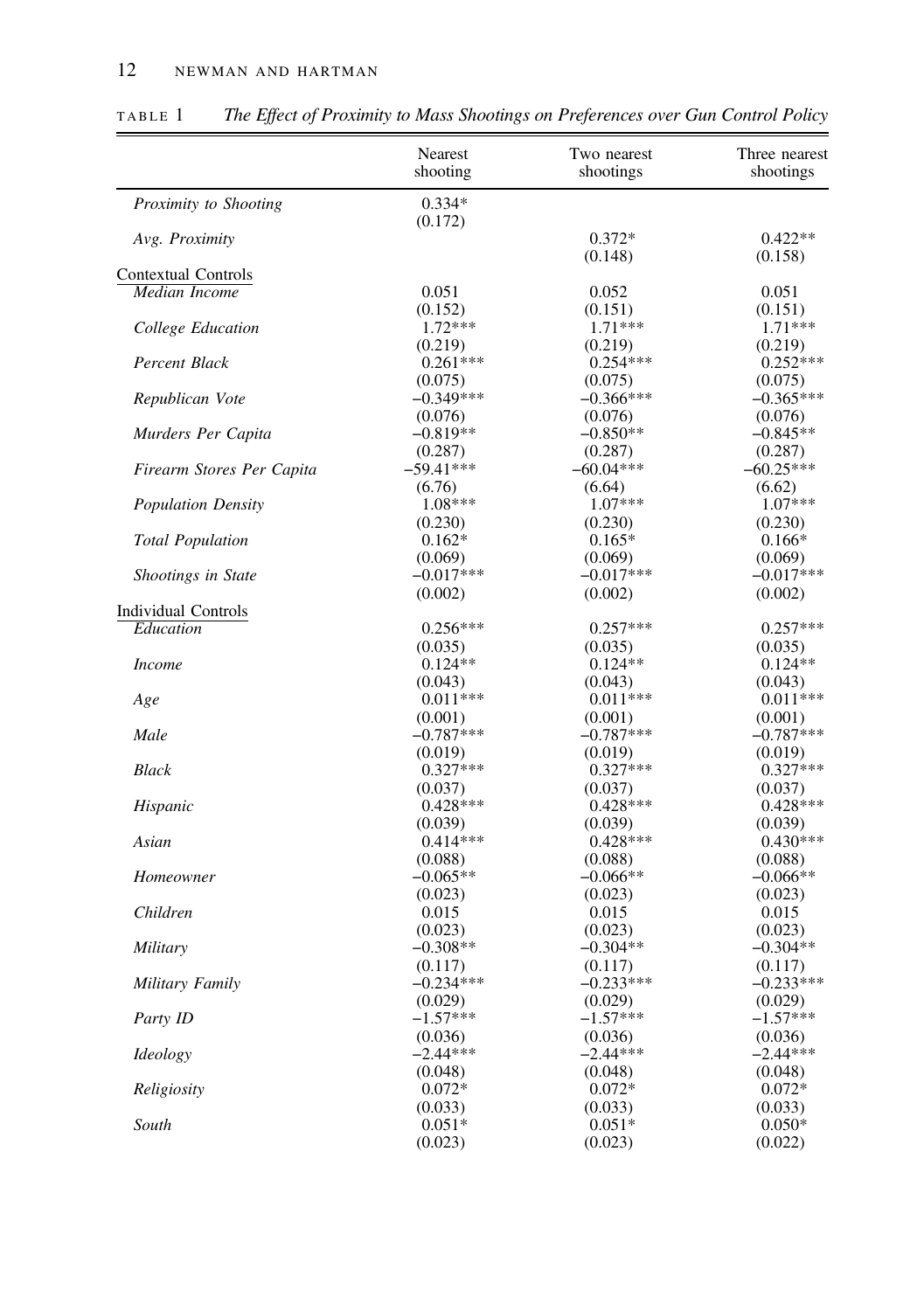TABLE 1 *The Effect of Proximity to Mass Shootings on Preferences over Gun Control Policy*

| | Nearest shooting | Two nearest shootings | Three nearest shootings |
|---|---|---|---|
| *Proximity to Shooting* | 0.334* | | |
| | (0.172) | | |
| *Avg. Proximity* | | 0.372* | 0.422** |
| | | (0.148) | (0.158) |
| Contextual Controls | | | |
| *Median Income* | 0.051 | 0.052 | 0.051 |
| | (0.152) | (0.151) | (0.151) |
| *College Education* | 1.72*** | 1.71*** | 1.71*** |
| | (0.219) | (0.219) | (0.219) |
| *Percent Black* | 0.261*** | 0.254*** | 0.252*** |
| | (0.075) | (0.075) | (0.075) |
| *Republican Vote* | −0.349*** | −0.366*** | −0.365*** |
| | (0.076) | (0.076) | (0.076) |
| *Murders Per Capita* | −0.819** | −0.850** | −0.845** |
| | (0.287) | (0.287) | (0.287) |
| *Firearm Stores Per Capita* | −59.41*** | −60.04*** | −60.25*** |
| | (6.76) | (6.64) | (6.62) |
| *Population Density* | 1.08*** | 1.07*** | 1.07*** |
| | (0.230) | (0.230) | (0.230) |
| *Total Population* | 0.162* | 0.165* | 0.166* |
| | (0.069) | (0.069) | (0.069) |
| *Shootings in State* | −0.017*** | −0.017*** | −0.017*** |
| | (0.002) | (0.002) | (0.002) |
| Individual Controls | | | |
| *Education* | 0.256*** | 0.257*** | 0.257*** |
| | (0.035) | (0.035) | (0.035) |
| *Income* | 0.124** | 0.124** | 0.124** |
| | (0.043) | (0.043) | (0.043) |
| *Age* | 0.011*** | 0.011*** | 0.011*** |
| | (0.001) | (0.001) | (0.001) |
| *Male* | −0.787*** | −0.787*** | −0.787*** |
| | (0.019) | (0.019) | (0.019) |
| *Black* | 0.327*** | 0.327*** | 0.327*** |
| | (0.037) | (0.037) | (0.037) |
| *Hispanic* | 0.428*** | 0.428*** | 0.428*** |
| | (0.039) | (0.039) | (0.039) |
| *Asian* | 0.414*** | 0.428*** | 0.430*** |
| | (0.088) | (0.088) | (0.088) |
| *Homeowner* | −0.065** | −0.066** | −0.066** |
| | (0.023) | (0.023) | (0.023) |
| *Children* | 0.015 | 0.015 | 0.015 |
| | (0.023) | (0.023) | (0.023) |
| *Military* | −0.308** | −0.304** | −0.304** |
| | (0.117) | (0.117) | (0.117) |
| *Military Family* | −0.234*** | −0.233*** | −0.233*** |
| | (0.029) | (0.029) | (0.029) |
| *Party ID* | −1.57*** | −1.57*** | −1.57*** |
| | (0.036) | (0.036) | (0.036) |
| *Ideology* | −2.44*** | −2.44*** | −2.44*** |
| | (0.048) | (0.048) | (0.048) |
| *Religiosity* | 0.072* | 0.072* | 0.072* |
| | (0.033) | (0.033) | (0.033) |
| *South* | 0.051* | 0.051* | 0.050* |
| | (0.023) | (0.023) | (0.022) |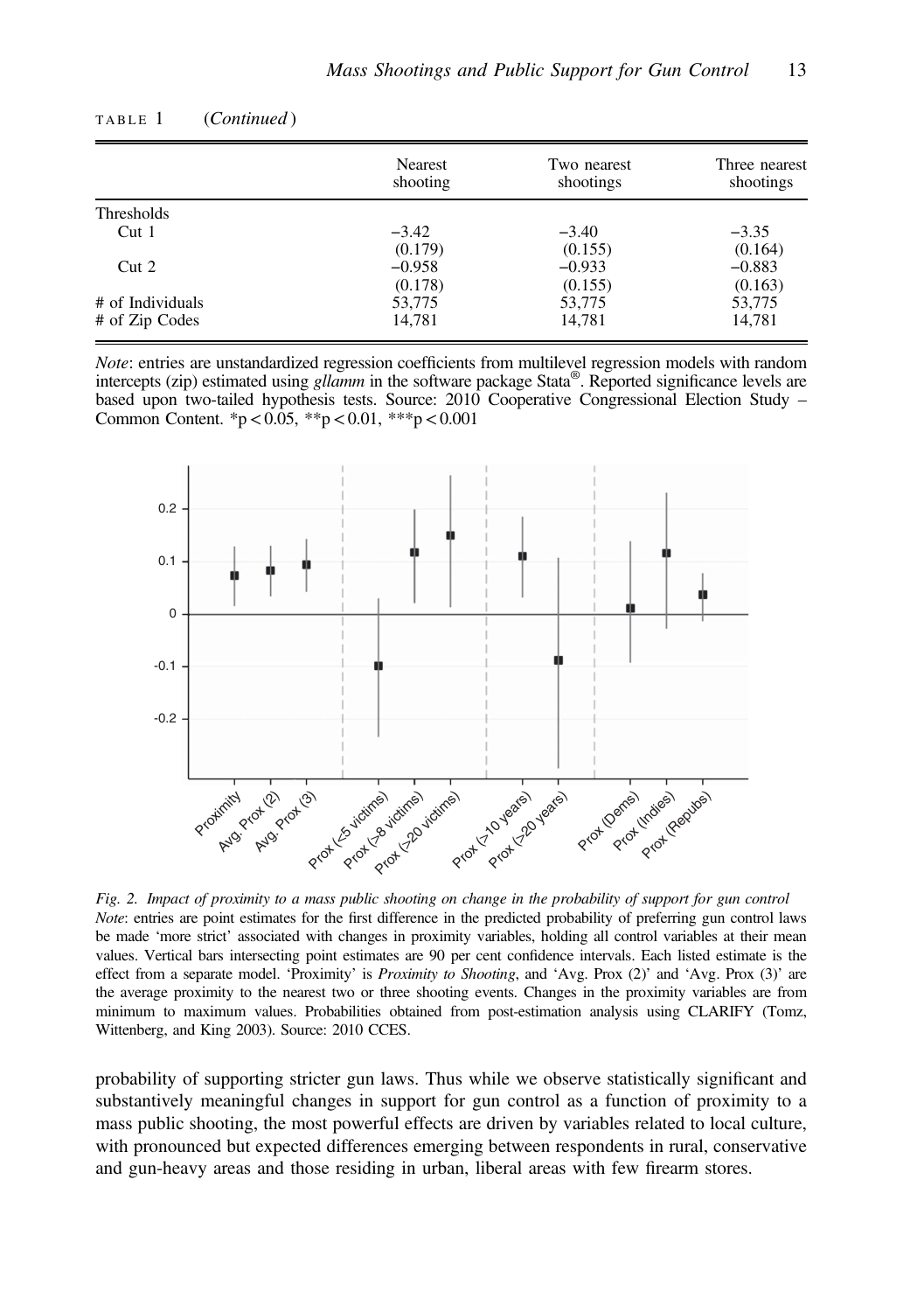TABLE 1 (*Continued*)

| | Nearest shooting | Two nearest shootings | Three nearest shootings |
|---|---|---|---|
| Thresholds | | | |
| Cut 1 | −3.42 | −3.40 | −3.35 |
| | (0.179) | (0.155) | (0.164) |
| Cut 2 | −0.958 | −0.933 | −0.883 |
| | (0.178) | (0.155) | (0.163) |
| # of Individuals | 53,775 | 53,775 | 53,775 |
| # of Zip Codes | 14,781 | 14,781 | 14,781 |

*Note*: entries are unstandardized regression coefficients from multilevel regression models with random intercepts (zip) estimated using *gllamm* in the software package Stata®. Reported significance levels are based upon two-tailed hypothesis tests. Source: 2010 Cooperative Congressional Election Study – Common Content. *p < 0.05, **p < 0.01, ***p < 0.001

*Fig. 2. Impact of proximity to a mass public shooting on change in the probability of support for gun control*
*Note*: entries are point estimates for the first difference in the predicted probability of preferring gun control laws be made 'more strict' associated with changes in proximity variables, holding all control variables at their mean values. Vertical bars intersecting point estimates are 90 per cent confidence intervals. Each listed estimate is the effect from a separate model. 'Proximity' is *Proximity to Shooting*, and 'Avg. Prox (2)' and 'Avg. Prox (3)' are the average proximity to the nearest two or three shooting events. Changes in the proximity variables are from minimum to maximum values. Probabilities obtained from post-estimation analysis using CLARIFY (Tomz, Wittenberg, and King 2003). Source: 2010 CCES.

probability of supporting stricter gun laws. Thus while we observe statistically significant and substantively meaningful changes in support for gun control as a function of proximity to a mass public shooting, the most powerful effects are driven by variables related to local culture, with pronounced but expected differences emerging between respondents in rural, conservative and gun-heavy areas and those residing in urban, liberal areas with few firearm stores.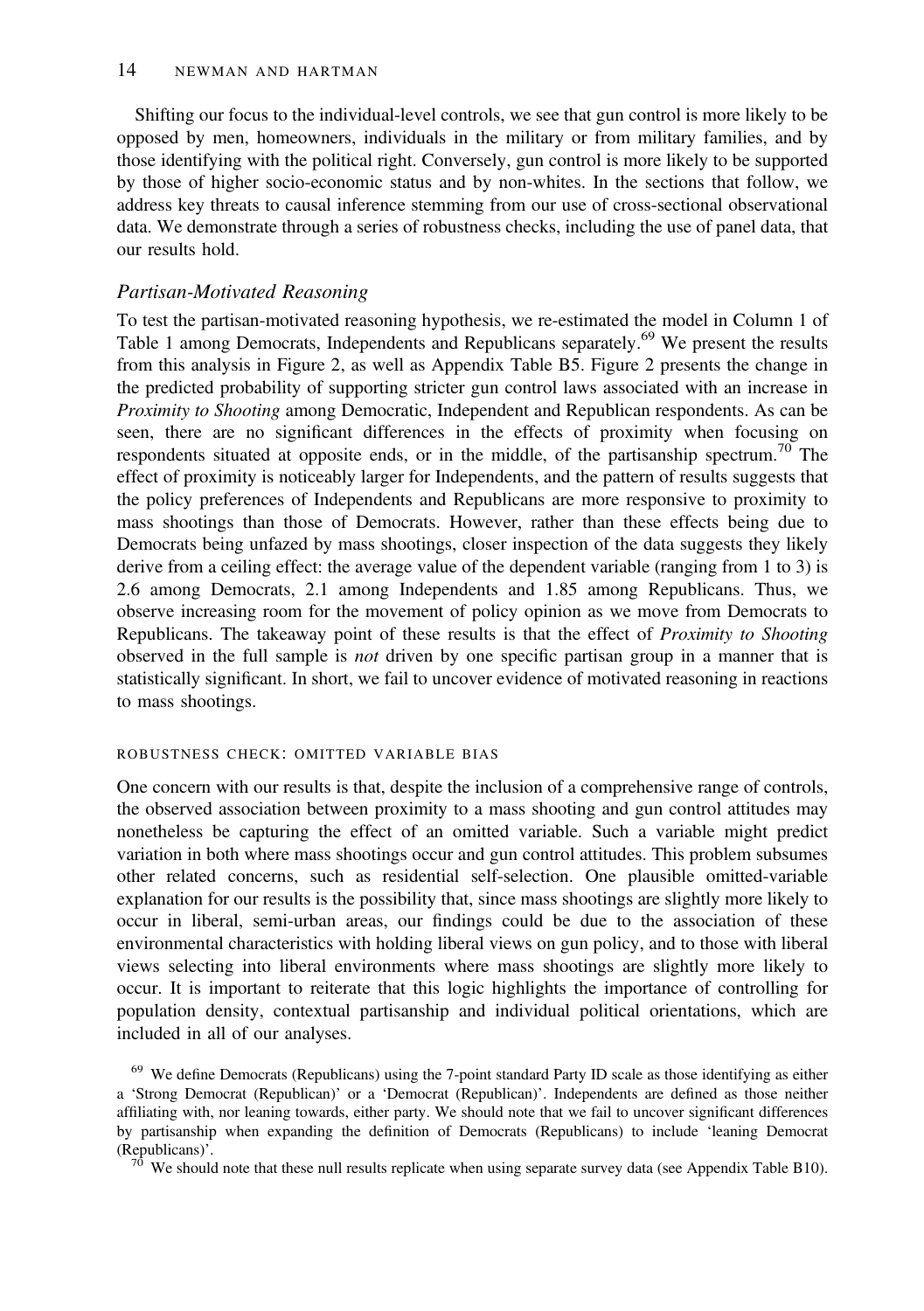Shifting our focus to the individual-level controls, we see that gun control is more likely to be opposed by men, homeowners, individuals in the military or from military families, and by those identifying with the political right. Conversely, gun control is more likely to be supported by those of higher socio-economic status and by non-whites. In the sections that follow, we address key threats to causal inference stemming from our use of cross-sectional observational data. We demonstrate through a series of robustness checks, including the use of panel data, that our results hold.

### *Partisan-Motivated Reasoning*

To test the partisan-motivated reasoning hypothesis, we re-estimated the model in Column 1 of Table 1 among Democrats, Independents and Republicans separately.[69] We present the results from this analysis in Figure 2, as well as Appendix Table B5. Figure 2 presents the change in the predicted probability of supporting stricter gun control laws associated with an increase in *Proximity to Shooting* among Democratic, Independent and Republican respondents. As can be seen, there are no significant differences in the effects of proximity when focusing on respondents situated at opposite ends, or in the middle, of the partisanship spectrum.[70] The effect of proximity is noticeably larger for Independents, and the pattern of results suggests that the policy preferences of Independents and Republicans are more responsive to proximity to mass shootings than those of Democrats. However, rather than these effects being due to Democrats being unfazed by mass shootings, closer inspection of the data suggests they likely derive from a ceiling effect: the average value of the dependent variable (ranging from 1 to 3) is 2.6 among Democrats, 2.1 among Independents and 1.85 among Republicans. Thus, we observe increasing room for the movement of policy opinion as we move from Democrats to Republicans. The takeaway point of these results is that the effect of *Proximity to Shooting* observed in the full sample is *not* driven by one specific partisan group in a manner that is statistically significant. In short, we fail to uncover evidence of motivated reasoning in reactions to mass shootings.

#### ROBUSTNESS CHECK: OMITTED VARIABLE BIAS

One concern with our results is that, despite the inclusion of a comprehensive range of controls, the observed association between proximity to a mass shooting and gun control attitudes may nonetheless be capturing the effect of an omitted variable. Such a variable might predict variation in both where mass shootings occur and gun control attitudes. This problem subsumes other related concerns, such as residential self-selection. One plausible omitted-variable explanation for our results is the possibility that, since mass shootings are slightly more likely to occur in liberal, semi-urban areas, our findings could be due to the association of these environmental characteristics with holding liberal views on gun policy, and to those with liberal views selecting into liberal environments where mass shootings are slightly more likely to occur. It is important to reiterate that this logic highlights the importance of controlling for population density, contextual partisanship and individual political orientations, which are included in all of our analyses.

[69] We define Democrats (Republicans) using the 7-point standard Party ID scale as those identifying as either a 'Strong Democrat (Republican)' or a 'Democrat (Republican)'. Independents are defined as those neither affiliating with, nor leaning towards, either party. We should note that we fail to uncover significant differences by partisanship when expanding the definition of Democrats (Republicans) to include 'leaning Democrat (Republicans)'.

[70] We should note that these null results replicate when using separate survey data (see Appendix Table B10).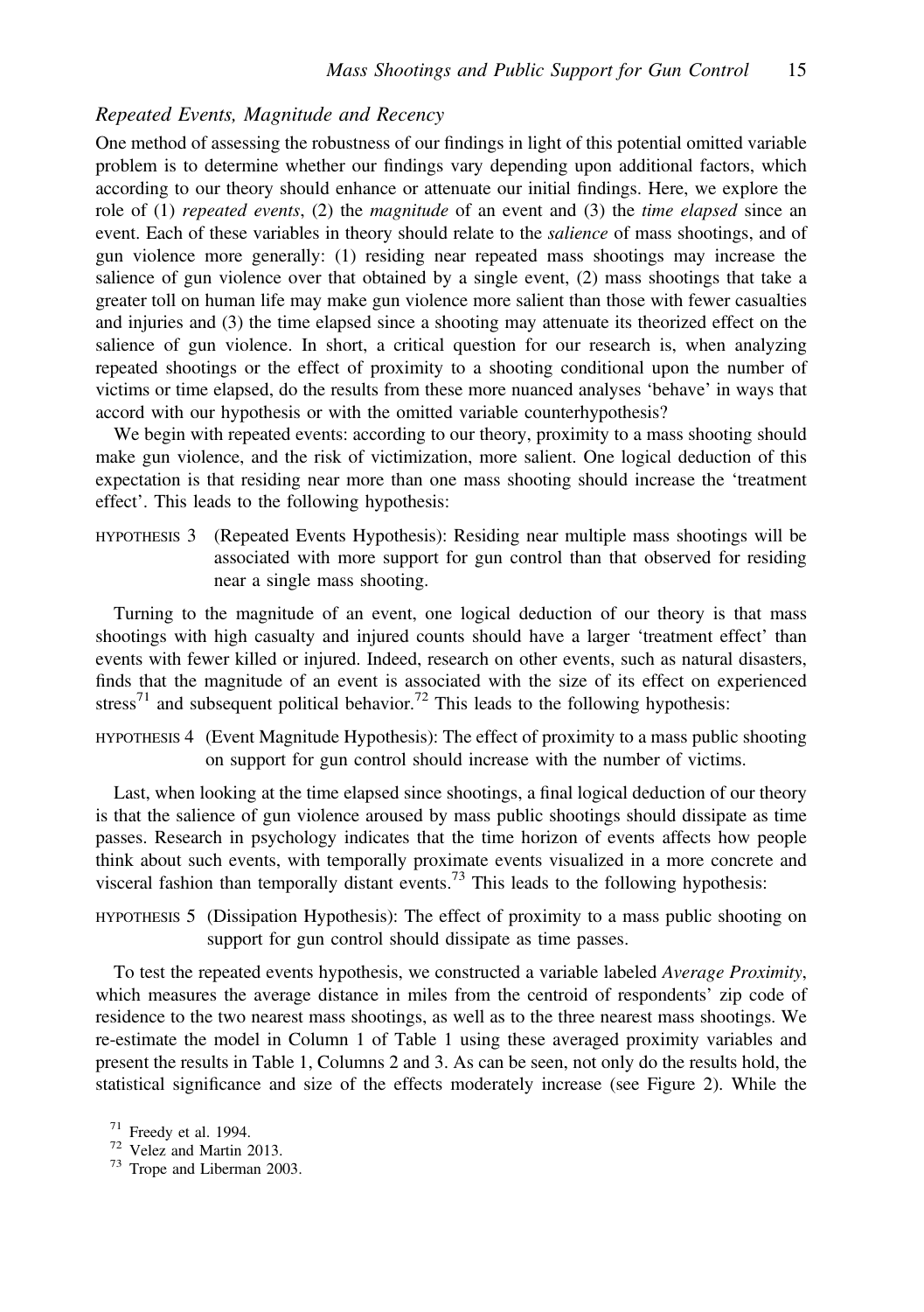### *Repeated Events, Magnitude and Recency*

One method of assessing the robustness of our findings in light of this potential omitted variable problem is to determine whether our findings vary depending upon additional factors, which according to our theory should enhance or attenuate our initial findings. Here, we explore the role of (1) *repeated events*, (2) the *magnitude* of an event and (3) the *time elapsed* since an event. Each of these variables in theory should relate to the *salience* of mass shootings, and of gun violence more generally: (1) residing near repeated mass shootings may increase the salience of gun violence over that obtained by a single event, (2) mass shootings that take a greater toll on human life may make gun violence more salient than those with fewer casualties and injuries and (3) the time elapsed since a shooting may attenuate its theorized effect on the salience of gun violence. In short, a critical question for our research is, when analyzing repeated shootings or the effect of proximity to a shooting conditional upon the number of victims or time elapsed, do the results from these more nuanced analyses 'behave' in ways that accord with our hypothesis or with the omitted variable counterhypothesis?

We begin with repeated events: according to our theory, proximity to a mass shooting should make gun violence, and the risk of victimization, more salient. One logical deduction of this expectation is that residing near more than one mass shooting should increase the 'treatment effect'. This leads to the following hypothesis:

HYPOTHESIS 3 (Repeated Events Hypothesis): Residing near multiple mass shootings will be associated with more support for gun control than that observed for residing near a single mass shooting.

Turning to the magnitude of an event, one logical deduction of our theory is that mass shootings with high casualty and injured counts should have a larger 'treatment effect' than events with fewer killed or injured. Indeed, research on other events, such as natural disasters, finds that the magnitude of an event is associated with the size of its effect on experienced stress[71] and subsequent political behavior.[72] This leads to the following hypothesis:

HYPOTHESIS 4 (Event Magnitude Hypothesis): The effect of proximity to a mass public shooting on support for gun control should increase with the number of victims.

Last, when looking at the time elapsed since shootings, a final logical deduction of our theory is that the salience of gun violence aroused by mass public shootings should dissipate as time passes. Research in psychology indicates that the time horizon of events affects how people think about such events, with temporally proximate events visualized in a more concrete and visceral fashion than temporally distant events.[73] This leads to the following hypothesis:

HYPOTHESIS 5 (Dissipation Hypothesis): The effect of proximity to a mass public shooting on support for gun control should dissipate as time passes.

To test the repeated events hypothesis, we constructed a variable labeled *Average Proximity*, which measures the average distance in miles from the centroid of respondents' zip code of residence to the two nearest mass shootings, as well as to the three nearest mass shootings. We re-estimate the model in Column 1 of Table 1 using these averaged proximity variables and present the results in Table 1, Columns 2 and 3. As can be seen, not only do the results hold, the statistical significance and size of the effects moderately increase (see Figure 2). While the

[71] Freedy et al. 1994.

[72] Velez and Martin 2013.

[73] Trope and Liberman 2003.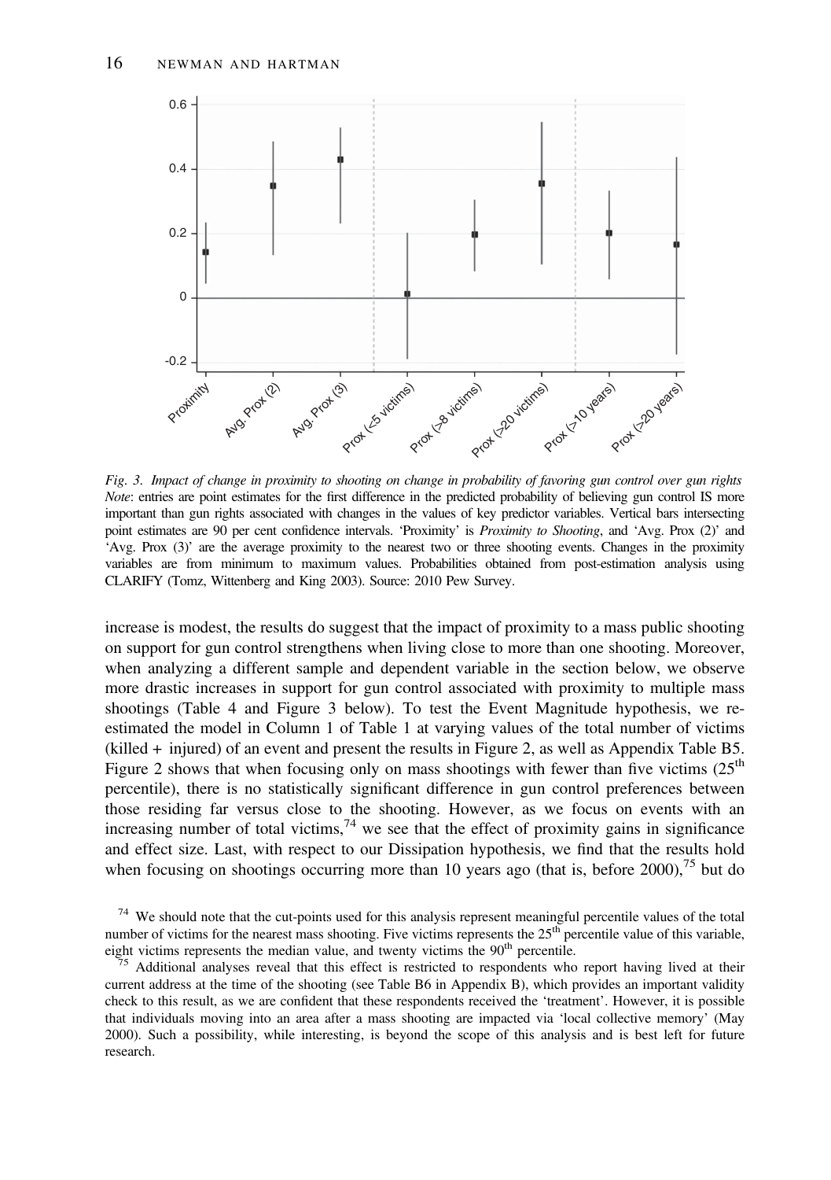*Fig. 3. Impact of change in proximity to shooting on change in probability of favoring gun control over gun rights*
*Note*: entries are point estimates for the first difference in the predicted probability of believing gun control IS more important than gun rights associated with changes in the values of key predictor variables. Vertical bars intersecting point estimates are 90 per cent confidence intervals. 'Proximity' is *Proximity to Shooting*, and 'Avg. Prox (2)' and 'Avg. Prox (3)' are the average proximity to the nearest two or three shooting events. Changes in the proximity variables are from minimum to maximum values. Probabilities obtained from post-estimation analysis using CLARIFY (Tomz, Wittenberg and King 2003). Source: 2010 Pew Survey.

increase is modest, the results do suggest that the impact of proximity to a mass public shooting on support for gun control strengthens when living close to more than one shooting. Moreover, when analyzing a different sample and dependent variable in the section below, we observe more drastic increases in support for gun control associated with proximity to multiple mass shootings (Table 4 and Figure 3 below). To test the Event Magnitude hypothesis, we re-estimated the model in Column 1 of Table 1 at varying values of the total number of victims (killed + injured) of an event and present the results in Figure 2, as well as Appendix Table B5. Figure 2 shows that when focusing only on mass shootings with fewer than five victims (25th percentile), there is no statistically significant difference in gun control preferences between those residing far versus close to the shooting. However, as we focus on events with an increasing number of total victims,[74] we see that the effect of proximity gains in significance and effect size. Last, with respect to our Dissipation hypothesis, we find that the results hold when focusing on shootings occurring more than 10 years ago (that is, before 2000),[75] but do

[74] We should note that the cut-points used for this analysis represent meaningful percentile values of the total number of victims for the nearest mass shooting. Five victims represents the 25th percentile value of this variable, eight victims represents the median value, and twenty victims the 90th percentile.

[75] Additional analyses reveal that this effect is restricted to respondents who report having lived at their current address at the time of the shooting (see Table B6 in Appendix B), which provides an important validity check to this result, as we are confident that these respondents received the 'treatment'. However, it is possible that individuals moving into an area after a mass shooting are impacted via 'local collective memory' (May 2000). Such a possibility, while interesting, is beyond the scope of this analysis and is best left for future research.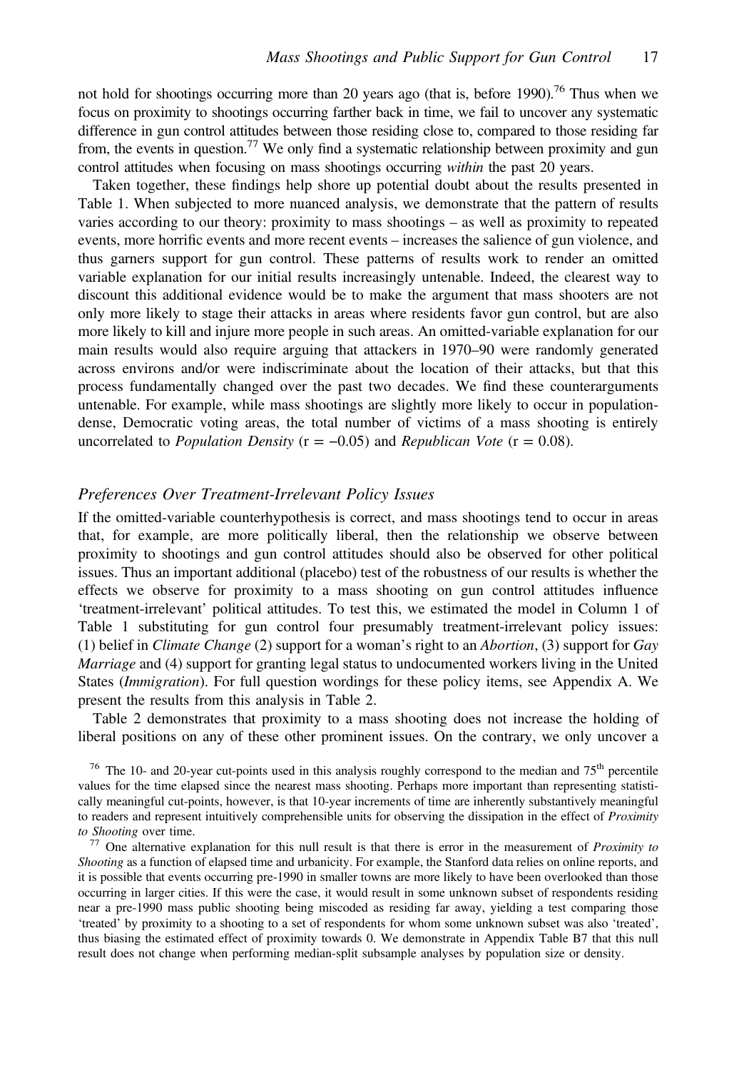not hold for shootings occurring more than 20 years ago (that is, before 1990).[76] Thus when we focus on proximity to shootings occurring farther back in time, we fail to uncover any systematic difference in gun control attitudes between those residing close to, compared to those residing far from, the events in question.[77] We only find a systematic relationship between proximity and gun control attitudes when focusing on mass shootings occurring *within* the past 20 years.

Taken together, these findings help shore up potential doubt about the results presented in Table 1. When subjected to more nuanced analysis, we demonstrate that the pattern of results varies according to our theory: proximity to mass shootings – as well as proximity to repeated events, more horrific events and more recent events – increases the salience of gun violence, and thus garners support for gun control. These patterns of results work to render an omitted variable explanation for our initial results increasingly untenable. Indeed, the clearest way to discount this additional evidence would be to make the argument that mass shooters are not only more likely to stage their attacks in areas where residents favor gun control, but are also more likely to kill and injure more people in such areas. An omitted-variable explanation for our main results would also require arguing that attackers in 1970–90 were randomly generated across environs and/or were indiscriminate about the location of their attacks, but that this process fundamentally changed over the past two decades. We find these counterarguments untenable. For example, while mass shootings are slightly more likely to occur in population-dense, Democratic voting areas, the total number of victims of a mass shooting is entirely uncorrelated to *Population Density* (r = −0.05) and *Republican Vote* (r = 0.08).

### *Preferences Over Treatment-Irrelevant Policy Issues*

If the omitted-variable counterhypothesis is correct, and mass shootings tend to occur in areas that, for example, are more politically liberal, then the relationship we observe between proximity to shootings and gun control attitudes should also be observed for other political issues. Thus an important additional (placebo) test of the robustness of our results is whether the effects we observe for proximity to a mass shooting on gun control attitudes influence 'treatment-irrelevant' political attitudes. To test this, we estimated the model in Column 1 of Table 1 substituting for gun control four presumably treatment-irrelevant policy issues: (1) belief in *Climate Change* (2) support for a woman's right to an *Abortion*, (3) support for *Gay Marriage* and (4) support for granting legal status to undocumented workers living in the United States (*Immigration*). For full question wordings for these policy items, see Appendix A. We present the results from this analysis in Table 2.

Table 2 demonstrates that proximity to a mass shooting does not increase the holding of liberal positions on any of these other prominent issues. On the contrary, we only uncover a

[76] The 10- and 20-year cut-points used in this analysis roughly correspond to the median and 75th percentile values for the time elapsed since the nearest mass shooting. Perhaps more important than representing statistically meaningful cut-points, however, is that 10-year increments of time are inherently substantively meaningful to readers and represent intuitively comprehensible units for observing the dissipation in the effect of *Proximity to Shooting* over time.

[77] One alternative explanation for this null result is that there is error in the measurement of *Proximity to Shooting* as a function of elapsed time and urbanicity. For example, the Stanford data relies on online reports, and it is possible that events occurring pre-1990 in smaller towns are more likely to have been overlooked than those occurring in larger cities. If this were the case, it would result in some unknown subset of respondents residing near a pre-1990 mass public shooting being miscoded as residing far away, yielding a test comparing those 'treated' by proximity to a shooting to a set of respondents for whom some unknown subset was also 'treated', thus biasing the estimated effect of proximity towards 0. We demonstrate in Appendix Table B7 that this null result does not change when performing median-split subsample analyses by population size or density.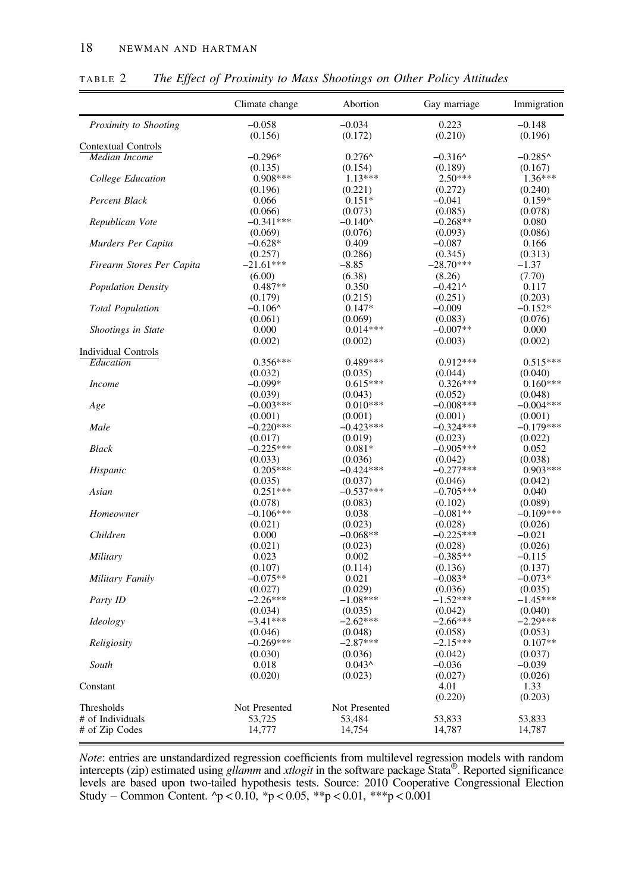TABLE 2 *The Effect of Proximity to Mass Shootings on Other Policy Attitudes*

| | Climate change | Abortion | Gay marriage | Immigration |
|---|---|---|---|---|
| *Proximity to Shooting* | −0.058 | −0.034 | 0.223 | −0.148 |
| | (0.156) | (0.172) | (0.210) | (0.196) |
| Contextual Controls | | | | |
| *Median Income* | −0.296* | 0.276^ | −0.316^ | −0.285^ |
| | (0.135) | (0.154) | (0.189) | (0.167) |
| *College Education* | 0.908*** | 1.13*** | 2.50*** | 1.36*** |
| | (0.196) | (0.221) | (0.272) | (0.240) |
| *Percent Black* | 0.066 | 0.151* | −0.041 | 0.159* |
| | (0.066) | (0.073) | (0.085) | (0.078) |
| *Republican Vote* | −0.341*** | −0.140^ | −0.268** | 0.080 |
| | (0.069) | (0.076) | (0.093) | (0.086) |
| *Murders Per Capita* | −0.628* | 0.409 | −0.087 | 0.166 |
| | (0.257) | (0.286) | (0.345) | (0.313) |
| *Firearm Stores Per Capita* | −21.61*** | −8.85 | −28.70*** | −1.37 |
| | (6.00) | (6.38) | (8.26) | (7.70) |
| *Population Density* | 0.487** | 0.350 | −0.421^ | 0.117 |
| | (0.179) | (0.215) | (0.251) | (0.203) |
| *Total Population* | −0.106^ | 0.147* | −0.009 | −0.152* |
| | (0.061) | (0.069) | (0.083) | (0.076) |
| *Shootings in State* | 0.000 | 0.014*** | −0.007** | 0.000 |
| | (0.002) | (0.002) | (0.003) | (0.002) |
| Individual Controls | | | | |
| *Education* | 0.356*** | 0.489*** | 0.912*** | 0.515*** |
| | (0.032) | (0.035) | (0.044) | (0.040) |
| *Income* | −0.099* | 0.615*** | 0.326*** | 0.160*** |
| | (0.039) | (0.043) | (0.052) | (0.048) |
| *Age* | −0.003*** | 0.010*** | −0.008*** | −0.004*** |
| | (0.001) | (0.001) | (0.001) | (0.001) |
| *Male* | −0.220*** | −0.423*** | −0.324*** | −0.179*** |
| | (0.017) | (0.019) | (0.023) | (0.022) |
| *Black* | −0.225*** | 0.081* | −0.905*** | 0.052 |
| | (0.033) | (0.036) | (0.042) | (0.038) |
| *Hispanic* | 0.205*** | −0.424*** | −0.277*** | 0.903*** |
| | (0.035) | (0.037) | (0.046) | (0.042) |
| *Asian* | 0.251*** | −0.537*** | −0.705*** | 0.040 |
| | (0.078) | (0.083) | (0.102) | (0.089) |
| *Homeowner* | −0.106*** | 0.038 | −0.081** | −0.109*** |
| | (0.021) | (0.023) | (0.028) | (0.026) |
| *Children* | 0.000 | −0.068** | −0.225*** | −0.021 |
| | (0.021) | (0.023) | (0.028) | (0.026) |
| *Military* | 0.023 | 0.002 | −0.385** | −0.115 |
| | (0.107) | (0.114) | (0.136) | (0.137) |
| *Military Family* | −0.075** | 0.021 | −0.083* | −0.073* |
| | (0.027) | (0.029) | (0.036) | (0.035) |
| *Party ID* | −2.26*** | −1.08*** | −1.52*** | −1.45*** |
| | (0.034) | (0.035) | (0.042) | (0.040) |
| *Ideology* | −3.41*** | −2.62*** | −2.66*** | −2.29*** |
| | (0.046) | (0.048) | (0.058) | (0.053) |
| *Religiosity* | −0.269*** | −2.87*** | −2.15*** | 0.107** |
| | (0.030) | (0.036) | (0.042) | (0.037) |
| *South* | 0.018 | 0.043^ | −0.036 | −0.039 |
| | (0.020) | (0.023) | (0.027) | (0.026) |
| Constant | | | 4.01 | 1.33 |
| | | | (0.220) | (0.203) |
| Thresholds | Not Presented | Not Presented | | |
| # of Individuals | 53,725 | 53,484 | 53,833 | 53,833 |
| # of Zip Codes | 14,777 | 14,754 | 14,787 | 14,787 |

*Note*: entries are unstandardized regression coefficients from multilevel regression models with random intercepts (zip) estimated using *gllamm* and *xtlogit* in the software package Stata®. Reported significance levels are based upon two-tailed hypothesis tests. Source: 2010 Cooperative Congressional Election Study – Common Content. ^$p < 0.10$, *$p < 0.05$, **$p < 0.01$, ***$p < 0.001$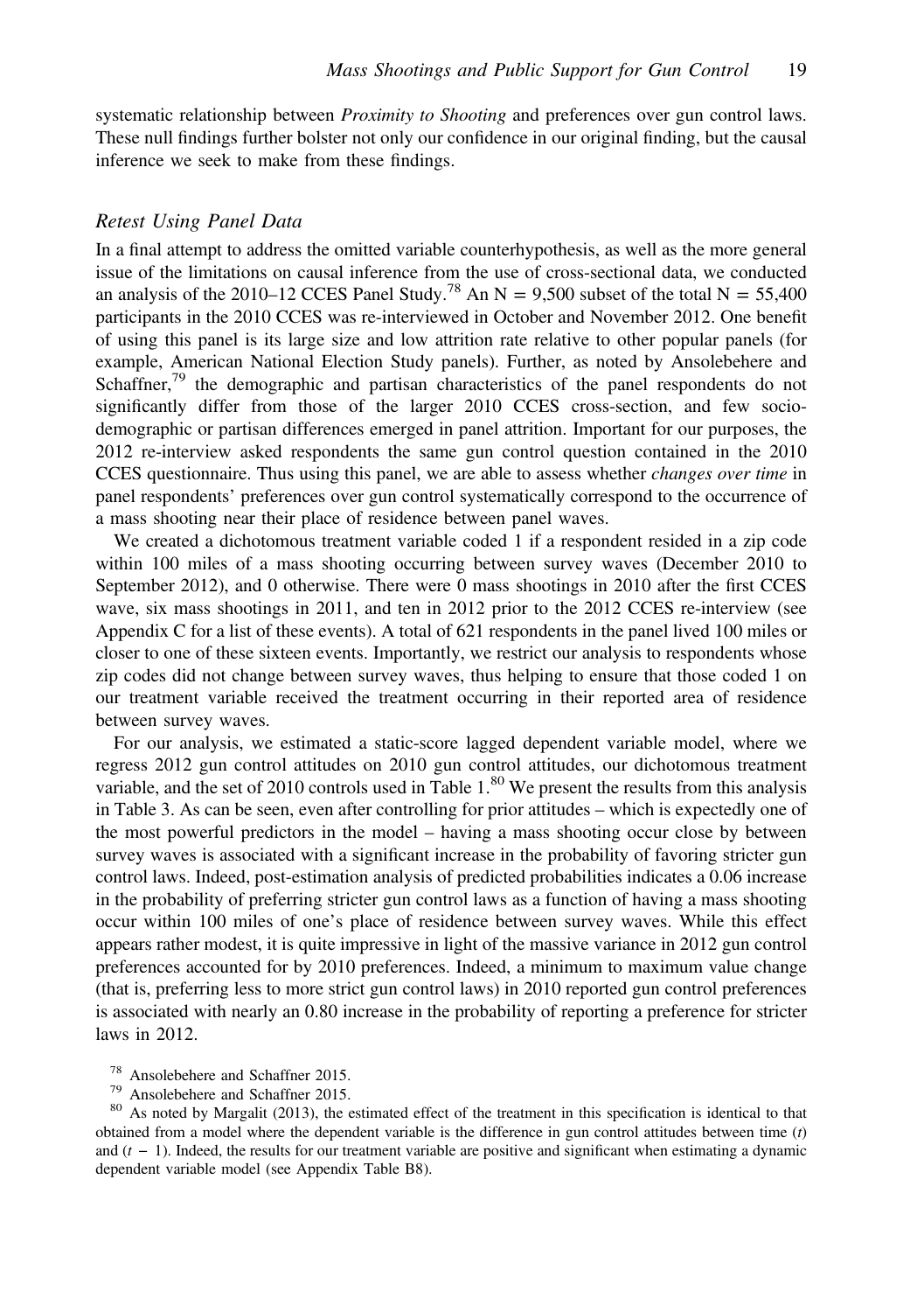systematic relationship between *Proximity to Shooting* and preferences over gun control laws. These null findings further bolster not only our confidence in our original finding, but the causal inference we seek to make from these findings.

### *Retest Using Panel Data*

In a final attempt to address the omitted variable counterhypothesis, as well as the more general issue of the limitations on causal inference from the use of cross-sectional data, we conducted an analysis of the 2010–12 CCES Panel Study.[78] An N = 9,500 subset of the total N = 55,400 participants in the 2010 CCES was re-interviewed in October and November 2012. One benefit of using this panel is its large size and low attrition rate relative to other popular panels (for example, American National Election Study panels). Further, as noted by Ansolebehere and Schaffner,[79] the demographic and partisan characteristics of the panel respondents do not significantly differ from those of the larger 2010 CCES cross-section, and few socio-demographic or partisan differences emerged in panel attrition. Important for our purposes, the 2012 re-interview asked respondents the same gun control question contained in the 2010 CCES questionnaire. Thus using this panel, we are able to assess whether *changes over time* in panel respondents' preferences over gun control systematically correspond to the occurrence of a mass shooting near their place of residence between panel waves.

We created a dichotomous treatment variable coded 1 if a respondent resided in a zip code within 100 miles of a mass shooting occurring between survey waves (December 2010 to September 2012), and 0 otherwise. There were 0 mass shootings in 2010 after the first CCES wave, six mass shootings in 2011, and ten in 2012 prior to the 2012 CCES re-interview (see Appendix C for a list of these events). A total of 621 respondents in the panel lived 100 miles or closer to one of these sixteen events. Importantly, we restrict our analysis to respondents whose zip codes did not change between survey waves, thus helping to ensure that those coded 1 on our treatment variable received the treatment occurring in their reported area of residence between survey waves.

For our analysis, we estimated a static-score lagged dependent variable model, where we regress 2012 gun control attitudes on 2010 gun control attitudes, our dichotomous treatment variable, and the set of 2010 controls used in Table 1.[80] We present the results from this analysis in Table 3. As can be seen, even after controlling for prior attitudes – which is expectedly one of the most powerful predictors in the model – having a mass shooting occur close by between survey waves is associated with a significant increase in the probability of favoring stricter gun control laws. Indeed, post-estimation analysis of predicted probabilities indicates a 0.06 increase in the probability of preferring stricter gun control laws as a function of having a mass shooting occur within 100 miles of one's place of residence between survey waves. While this effect appears rather modest, it is quite impressive in light of the massive variance in 2012 gun control preferences accounted for by 2010 preferences. Indeed, a minimum to maximum value change (that is, preferring less to more strict gun control laws) in 2010 reported gun control preferences is associated with nearly an 0.80 increase in the probability of reporting a preference for stricter laws in 2012.

[78] Ansolebehere and Schaffner 2015.

[79] Ansolebehere and Schaffner 2015.

[80] As noted by Margalit (2013), the estimated effect of the treatment in this specification is identical to that obtained from a model where the dependent variable is the difference in gun control attitudes between time ($t$) and ($t - 1$). Indeed, the results for our treatment variable are positive and significant when estimating a dynamic dependent variable model (see Appendix Table B8).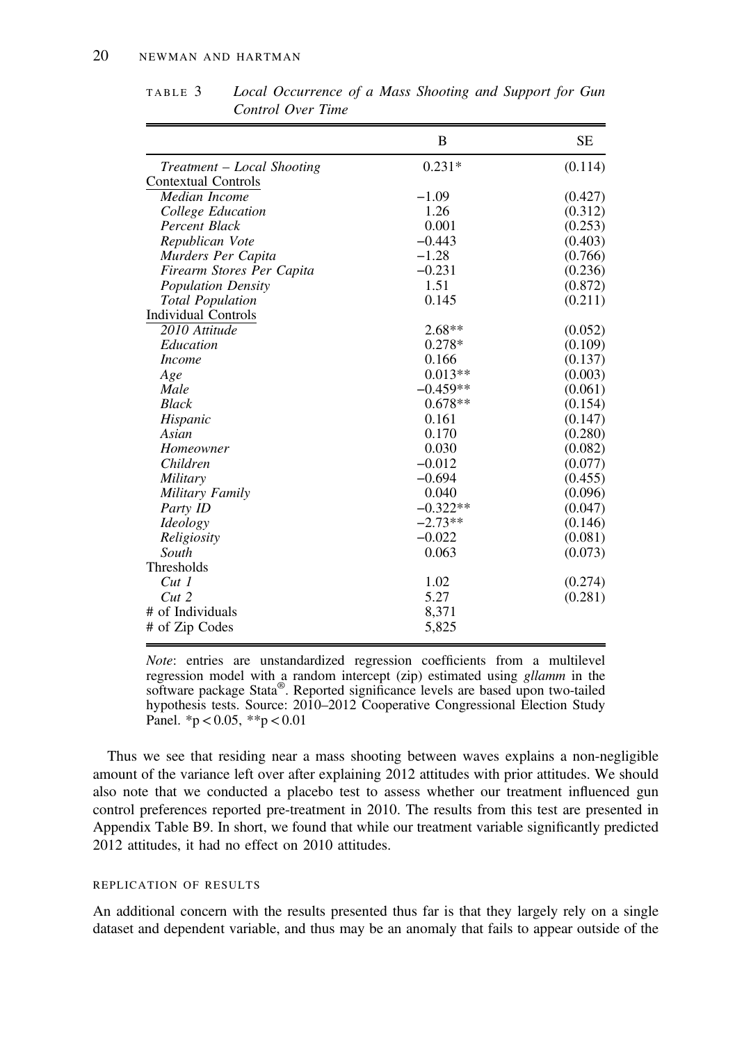TABLE 3 *Local Occurrence of a Mass Shooting and Support for Gun Control Over Time*

| | B | SE |
|---|---|---|
| *Treatment – Local Shooting* | 0.231* | (0.114) |
| Contextual Controls | | |
| *Median Income* | −1.09 | (0.427) |
| *College Education* | 1.26 | (0.312) |
| *Percent Black* | 0.001 | (0.253) |
| *Republican Vote* | −0.443 | (0.403) |
| *Murders Per Capita* | −1.28 | (0.766) |
| *Firearm Stores Per Capita* | −0.231 | (0.236) |
| *Population Density* | 1.51 | (0.872) |
| *Total Population* | 0.145 | (0.211) |
| Individual Controls | | |
| *2010 Attitude* | 2.68** | (0.052) |
| *Education* | 0.278* | (0.109) |
| *Income* | 0.166 | (0.137) |
| *Age* | 0.013** | (0.003) |
| *Male* | −0.459** | (0.061) |
| *Black* | 0.678** | (0.154) |
| *Hispanic* | 0.161 | (0.147) |
| *Asian* | 0.170 | (0.280) |
| *Homeowner* | 0.030 | (0.082) |
| *Children* | −0.012 | (0.077) |
| *Military* | −0.694 | (0.455) |
| *Military Family* | 0.040 | (0.096) |
| *Party ID* | −0.322** | (0.047) |
| *Ideology* | −2.73** | (0.146) |
| *Religiosity* | −0.022 | (0.081) |
| *South* | 0.063 | (0.073) |
| Thresholds | | |
| *Cut 1* | 1.02 | (0.274) |
| *Cut 2* | 5.27 | (0.281) |
| # of Individuals | 8,371 | |
| # of Zip Codes | 5,825 | |

*Note*: entries are unstandardized regression coefficients from a multilevel regression model with a random intercept (zip) estimated using *gllamm* in the software package Stata®. Reported significance levels are based upon two-tailed hypothesis tests. Source: 2010–2012 Cooperative Congressional Election Study Panel. *$p < 0.05$, **$p < 0.01$

Thus we see that residing near a mass shooting between waves explains a non-negligible amount of the variance left over after explaining 2012 attitudes with prior attitudes. We should also note that we conducted a placebo test to assess whether our treatment influenced gun control preferences reported pre-treatment in 2010. The results from this test are presented in Appendix Table B9. In short, we found that while our treatment variable significantly predicted 2012 attitudes, it had no effect on 2010 attitudes.

### REPLICATION OF RESULTS

An additional concern with the results presented thus far is that they largely rely on a single dataset and dependent variable, and thus may be an anomaly that fails to appear outside of the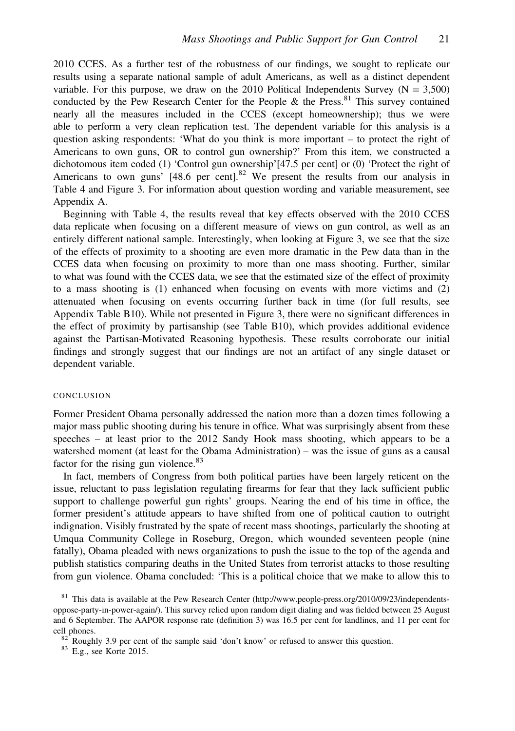2010 CCES. As a further test of the robustness of our findings, we sought to replicate our results using a separate national sample of adult Americans, as well as a distinct dependent variable. For this purpose, we draw on the 2010 Political Independents Survey (N = 3,500) conducted by the Pew Research Center for the People & the Press.[81] This survey contained nearly all the measures included in the CCES (except homeownership); thus we were able to perform a very clean replication test. The dependent variable for this analysis is a question asking respondents: 'What do you think is more important – to protect the right of Americans to own guns, OR to control gun ownership?' From this item, we constructed a dichotomous item coded (1) 'Control gun ownership'[47.5 per cent] or (0) 'Protect the right of Americans to own guns' [48.6 per cent].[82] We present the results from our analysis in Table 4 and Figure 3. For information about question wording and variable measurement, see Appendix A.

Beginning with Table 4, the results reveal that key effects observed with the 2010 CCES data replicate when focusing on a different measure of views on gun control, as well as an entirely different national sample. Interestingly, when looking at Figure 3, we see that the size of the effects of proximity to a shooting are even more dramatic in the Pew data than in the CCES data when focusing on proximity to more than one mass shooting. Further, similar to what was found with the CCES data, we see that the estimated size of the effect of proximity to a mass shooting is (1) enhanced when focusing on events with more victims and (2) attenuated when focusing on events occurring further back in time (for full results, see Appendix Table B10). While not presented in Figure 3, there were no significant differences in the effect of proximity by partisanship (see Table B10), which provides additional evidence against the Partisan-Motivated Reasoning hypothesis. These results corroborate our initial findings and strongly suggest that our findings are not an artifact of any single dataset or dependent variable.

## CONCLUSION

Former President Obama personally addressed the nation more than a dozen times following a major mass public shooting during his tenure in office. What was surprisingly absent from these speeches – at least prior to the 2012 Sandy Hook mass shooting, which appears to be a watershed moment (at least for the Obama Administration) – was the issue of guns as a causal factor for the rising gun violence.[83]

In fact, members of Congress from both political parties have been largely reticent on the issue, reluctant to pass legislation regulating firearms for fear that they lack sufficient public support to challenge powerful gun rights' groups. Nearing the end of his time in office, the former president's attitude appears to have shifted from one of political caution to outright indignation. Visibly frustrated by the spate of recent mass shootings, particularly the shooting at Umqua Community College in Roseburg, Oregon, which wounded seventeen people (nine fatally), Obama pleaded with news organizations to push the issue to the top of the agenda and publish statistics comparing deaths in the United States from terrorist attacks to those resulting from gun violence. Obama concluded: 'This is a political choice that we make to allow this to

[81] This data is available at the Pew Research Center (http://www.people-press.org/2010/09/23/independents-oppose-party-in-power-again/). This survey relied upon random digit dialing and was fielded between 25 August and 6 September. The AAPOR response rate (definition 3) was 16.5 per cent for landlines, and 11 per cent for cell phones.

[82] Roughly 3.9 per cent of the sample said 'don't know' or refused to answer this question.

[83] E.g., see Korte 2015.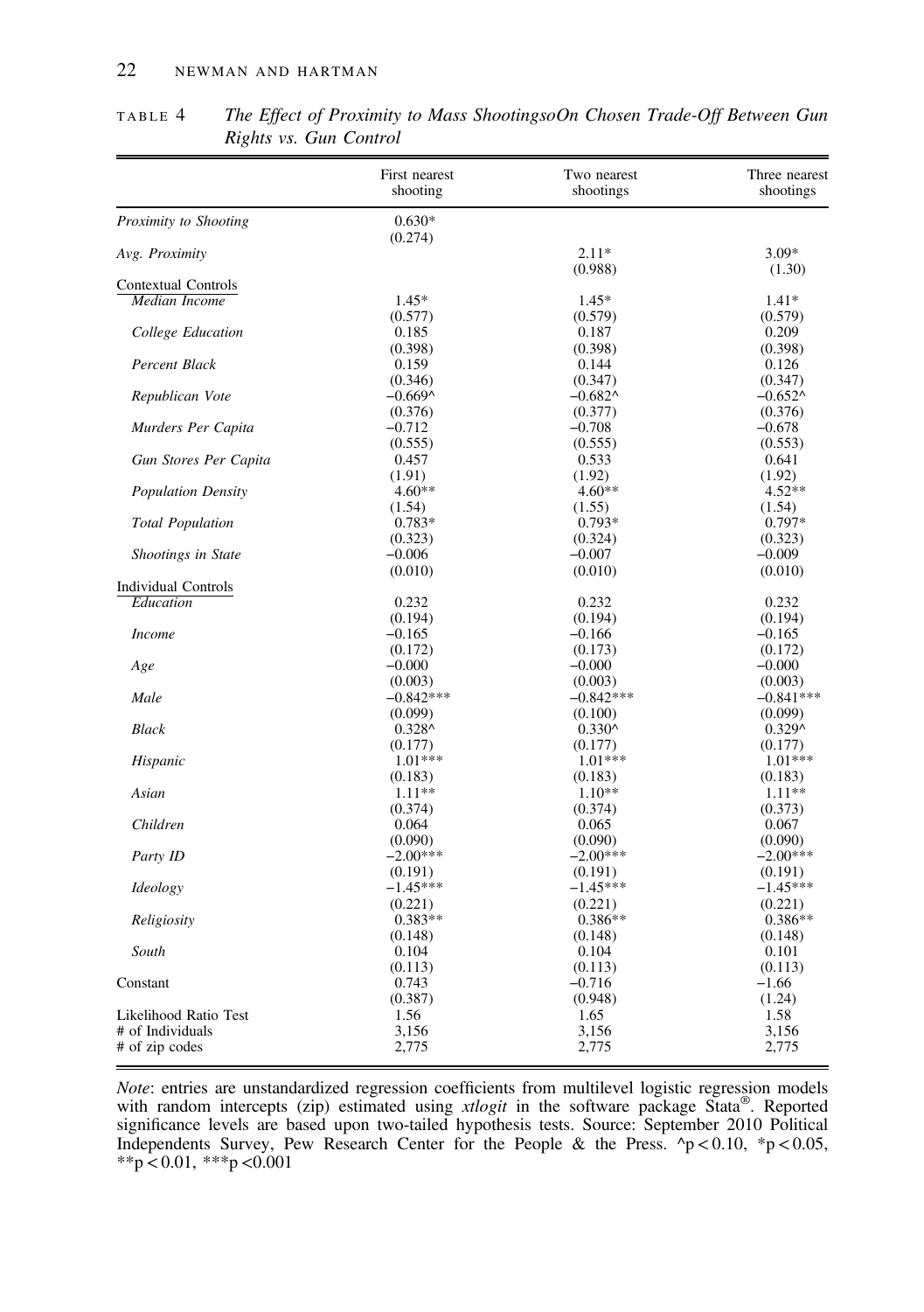TABLE 4 *The Effect of Proximity to Mass ShootingsoOn Chosen Trade-Off Between Gun Rights vs. Gun Control*

| | First nearest shooting | Two nearest shootings | Three nearest shootings |
|---|---|---|---|
| *Proximity to Shooting* | 0.630* | | |
| | (0.274) | | |
| *Avg. Proximity* | | 2.11* | 3.09* |
| | | (0.988) | (1.30) |
| Contextual Controls | | | |
| *Median Income* | 1.45* | 1.45* | 1.41* |
| | (0.577) | (0.579) | (0.579) |
| *College Education* | 0.185 | 0.187 | 0.209 |
| | (0.398) | (0.398) | (0.398) |
| *Percent Black* | 0.159 | 0.144 | 0.126 |
| | (0.346) | (0.347) | (0.347) |
| *Republican Vote* | −0.669^ | −0.682^ | −0.652^ |
| | (0.376) | (0.377) | (0.376) |
| *Murders Per Capita* | −0.712 | −0.708 | −0.678 |
| | (0.555) | (0.555) | (0.553) |
| *Gun Stores Per Capita* | 0.457 | 0.533 | 0.641 |
| | (1.91) | (1.92) | (1.92) |
| *Population Density* | 4.60** | 4.60** | 4.52** |
| | (1.54) | (1.55) | (1.54) |
| *Total Population* | 0.783* | 0.793* | 0.797* |
| | (0.323) | (0.324) | (0.323) |
| *Shootings in State* | −0.006 | −0.007 | −0.009 |
| | (0.010) | (0.010) | (0.010) |
| Individual Controls | | | |
| *Education* | 0.232 | 0.232 | 0.232 |
| | (0.194) | (0.194) | (0.194) |
| *Income* | −0.165 | −0.166 | −0.165 |
| | (0.172) | (0.173) | (0.172) |
| *Age* | −0.000 | −0.000 | −0.000 |
| | (0.003) | (0.003) | (0.003) |
| *Male* | −0.842*** | −0.842*** | −0.841*** |
| | (0.099) | (0.100) | (0.099) |
| *Black* | 0.328^ | 0.330^ | 0.329^ |
| | (0.177) | (0.177) | (0.177) |
| *Hispanic* | 1.01*** | 1.01*** | 1.01*** |
| | (0.183) | (0.183) | (0.183) |
| *Asian* | 1.11** | 1.10** | 1.11** |
| | (0.374) | (0.374) | (0.373) |
| *Children* | 0.064 | 0.065 | 0.067 |
| | (0.090) | (0.090) | (0.090) |
| *Party ID* | −2.00*** | −2.00*** | −2.00*** |
| | (0.191) | (0.191) | (0.191) |
| *Ideology* | −1.45*** | −1.45*** | −1.45*** |
| | (0.221) | (0.221) | (0.221) |
| *Religiosity* | 0.383** | 0.386** | 0.386** |
| | (0.148) | (0.148) | (0.148) |
| *South* | 0.104 | 0.104 | 0.101 |
| | (0.113) | (0.113) | (0.113) |
| Constant | 0.743 | −0.716 | −1.66 |
| | (0.387) | (0.948) | (1.24) |
| Likelihood Ratio Test | 1.56 | 1.65 | 1.58 |
| # of Individuals | 3,156 | 3,156 | 3,156 |
| # of zip codes | 2,775 | 2,775 | 2,775 |

*Note*: entries are unstandardized regression coefficients from multilevel logistic regression models with random intercepts (zip) estimated using *xtlogit* in the software package Stata®. Reported significance levels are based upon two-tailed hypothesis tests. Source: September 2010 Political Independents Survey, Pew Research Center for the People & the Press. ^$p < 0.10$, *$p < 0.05$, **$p < 0.01$, ***$p < 0.001$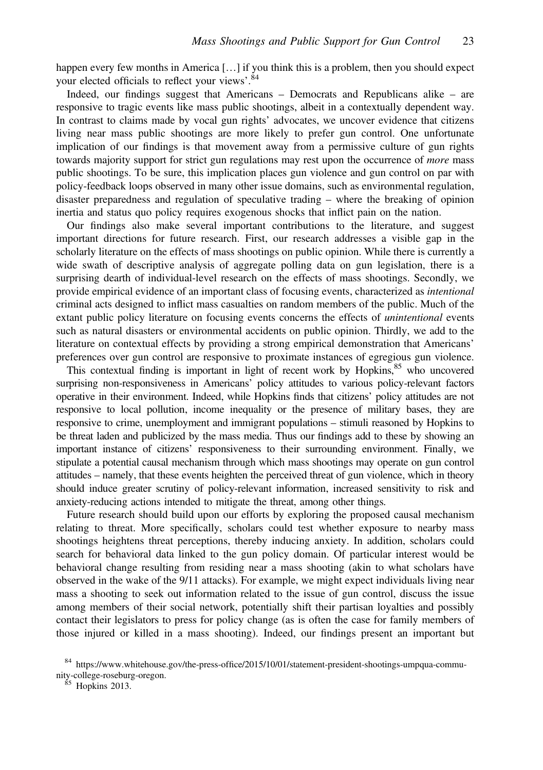happen every few months in America […] if you think this is a problem, then you should expect your elected officials to reflect your views'.[84]

Indeed, our findings suggest that Americans – Democrats and Republicans alike – are responsive to tragic events like mass public shootings, albeit in a contextually dependent way. In contrast to claims made by vocal gun rights' advocates, we uncover evidence that citizens living near mass public shootings are more likely to prefer gun control. One unfortunate implication of our findings is that movement away from a permissive culture of gun rights towards majority support for strict gun regulations may rest upon the occurrence of *more* mass public shootings. To be sure, this implication places gun violence and gun control on par with policy-feedback loops observed in many other issue domains, such as environmental regulation, disaster preparedness and regulation of speculative trading – where the breaking of opinion inertia and status quo policy requires exogenous shocks that inflict pain on the nation.

Our findings also make several important contributions to the literature, and suggest important directions for future research. First, our research addresses a visible gap in the scholarly literature on the effects of mass shootings on public opinion. While there is currently a wide swath of descriptive analysis of aggregate polling data on gun legislation, there is a surprising dearth of individual-level research on the effects of mass shootings. Secondly, we provide empirical evidence of an important class of focusing events, characterized as *intentional* criminal acts designed to inflict mass casualties on random members of the public. Much of the extant public policy literature on focusing events concerns the effects of *unintentional* events such as natural disasters or environmental accidents on public opinion. Thirdly, we add to the literature on contextual effects by providing a strong empirical demonstration that Americans' preferences over gun control are responsive to proximate instances of egregious gun violence.

This contextual finding is important in light of recent work by Hopkins,[85] who uncovered surprising non-responsiveness in Americans' policy attitudes to various policy-relevant factors operative in their environment. Indeed, while Hopkins finds that citizens' policy attitudes are not responsive to local pollution, income inequality or the presence of military bases, they are responsive to crime, unemployment and immigrant populations – stimuli reasoned by Hopkins to be threat laden and publicized by the mass media. Thus our findings add to these by showing an important instance of citizens' responsiveness to their surrounding environment. Finally, we stipulate a potential causal mechanism through which mass shootings may operate on gun control attitudes – namely, that these events heighten the perceived threat of gun violence, which in theory should induce greater scrutiny of policy-relevant information, increased sensitivity to risk and anxiety-reducing actions intended to mitigate the threat, among other things.

Future research should build upon our efforts by exploring the proposed causal mechanism relating to threat. More specifically, scholars could test whether exposure to nearby mass shootings heightens threat perceptions, thereby inducing anxiety. In addition, scholars could search for behavioral data linked to the gun policy domain. Of particular interest would be behavioral change resulting from residing near a mass shooting (akin to what scholars have observed in the wake of the 9/11 attacks). For example, we might expect individuals living near mass a shooting to seek out information related to the issue of gun control, discuss the issue among members of their social network, potentially shift their partisan loyalties and possibly contact their legislators to press for policy change (as is often the case for family members of those injured or killed in a mass shooting). Indeed, our findings present an important but

[84] https://www.whitehouse.gov/the-press-office/2015/10/01/statement-president-shootings-umpqua-community-college-roseburg-oregon.

[85] Hopkins 2013.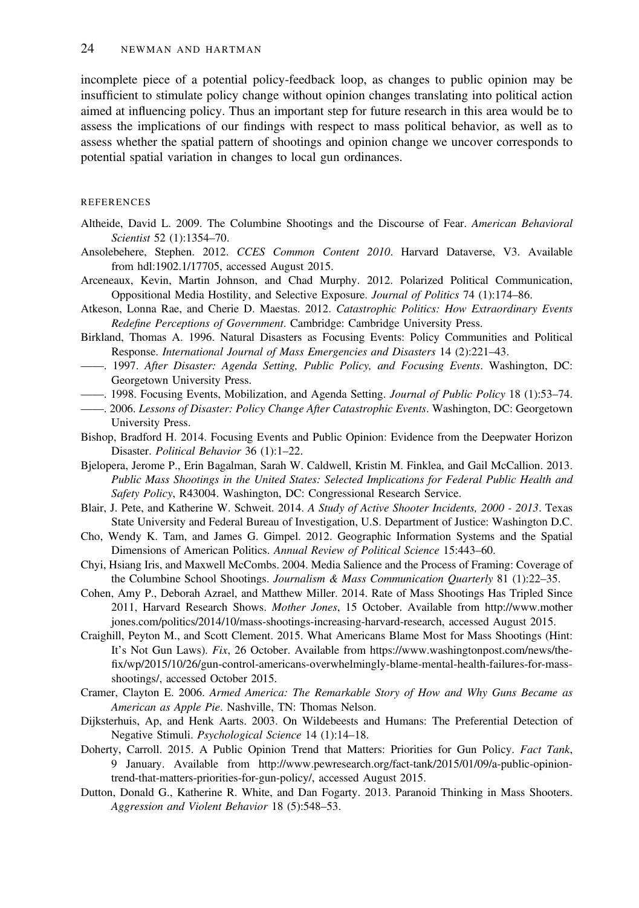incomplete piece of a potential policy-feedback loop, as changes to public opinion may be insufficient to stimulate policy change without opinion changes translating into political action aimed at influencing policy. Thus an important step for future research in this area would be to assess the implications of our findings with respect to mass political behavior, as well as to assess whether the spatial pattern of shootings and opinion change we uncover corresponds to potential spatial variation in changes to local gun ordinances.

## REFERENCES

Altheide, David L. 2009. The Columbine Shootings and the Discourse of Fear. *American Behavioral Scientist* 52 (1):1354–70.

Ansolebehere, Stephen. 2012. *CCES Common Content 2010*. Harvard Dataverse, V3. Available from hdl:1902.1/17705, accessed August 2015.

Arceneaux, Kevin, Martin Johnson, and Chad Murphy. 2012. Polarized Political Communication, Oppositional Media Hostility, and Selective Exposure. *Journal of Politics* 74 (1):174–86.

Atkeson, Lonna Rae, and Cherie D. Maestas. 2012. *Catastrophic Politics: How Extraordinary Events Redefine Perceptions of Government*. Cambridge: Cambridge University Press.

Birkland, Thomas A. 1996. Natural Disasters as Focusing Events: Policy Communities and Political Response. *International Journal of Mass Emergencies and Disasters* 14 (2):221–43.

——. 1997. *After Disaster: Agenda Setting, Public Policy, and Focusing Events*. Washington, DC: Georgetown University Press.

——. 1998. Focusing Events, Mobilization, and Agenda Setting. *Journal of Public Policy* 18 (1):53–74.

——. 2006. *Lessons of Disaster: Policy Change After Catastrophic Events*. Washington, DC: Georgetown University Press.

Bishop, Bradford H. 2014. Focusing Events and Public Opinion: Evidence from the Deepwater Horizon Disaster. *Political Behavior* 36 (1):1–22.

Bjelopera, Jerome P., Erin Bagalman, Sarah W. Caldwell, Kristin M. Finklea, and Gail McCallion. 2013. *Public Mass Shootings in the United States: Selected Implications for Federal Public Health and Safety Policy*, R43004. Washington, DC: Congressional Research Service.

Blair, J. Pete, and Katherine W. Schweit. 2014. *A Study of Active Shooter Incidents, 2000 - 2013*. Texas State University and Federal Bureau of Investigation, U.S. Department of Justice: Washington D.C.

Cho, Wendy K. Tam, and James G. Gimpel. 2012. Geographic Information Systems and the Spatial Dimensions of American Politics. *Annual Review of Political Science* 15:443–60.

Chyi, Hsiang Iris, and Maxwell McCombs. 2004. Media Salience and the Process of Framing: Coverage of the Columbine School Shootings. *Journalism & Mass Communication Quarterly* 81 (1):22–35.

Cohen, Amy P., Deborah Azrael, and Matthew Miller. 2014. Rate of Mass Shootings Has Tripled Since 2011, Harvard Research Shows. *Mother Jones*, 15 October. Available from http://www.motherjones.com/politics/2014/10/mass-shootings-increasing-harvard-research, accessed August 2015.

Craighill, Peyton M., and Scott Clement. 2015. What Americans Blame Most for Mass Shootings (Hint: It's Not Gun Laws). *Fix*, 26 October. Available from https://www.washingtonpost.com/news/the-fix/wp/2015/10/26/gun-control-americans-overwhelmingly-blame-mental-health-failures-for-mass-shootings/, accessed October 2015.

Cramer, Clayton E. 2006. *Armed America: The Remarkable Story of How and Why Guns Became as American as Apple Pie*. Nashville, TN: Thomas Nelson.

Dijksterhuis, Ap, and Henk Aarts. 2003. On Wildebeests and Humans: The Preferential Detection of Negative Stimuli. *Psychological Science* 14 (1):14–18.

Doherty, Carroll. 2015. A Public Opinion Trend that Matters: Priorities for Gun Policy. *Fact Tank*, 9 January. Available from http://www.pewresearch.org/fact-tank/2015/01/09/a-public-opinion-trend-that-matters-priorities-for-gun-policy/, accessed August 2015.

Dutton, Donald G., Katherine R. White, and Dan Fogarty. 2013. Paranoid Thinking in Mass Shooters. *Aggression and Violent Behavior* 18 (5):548–53.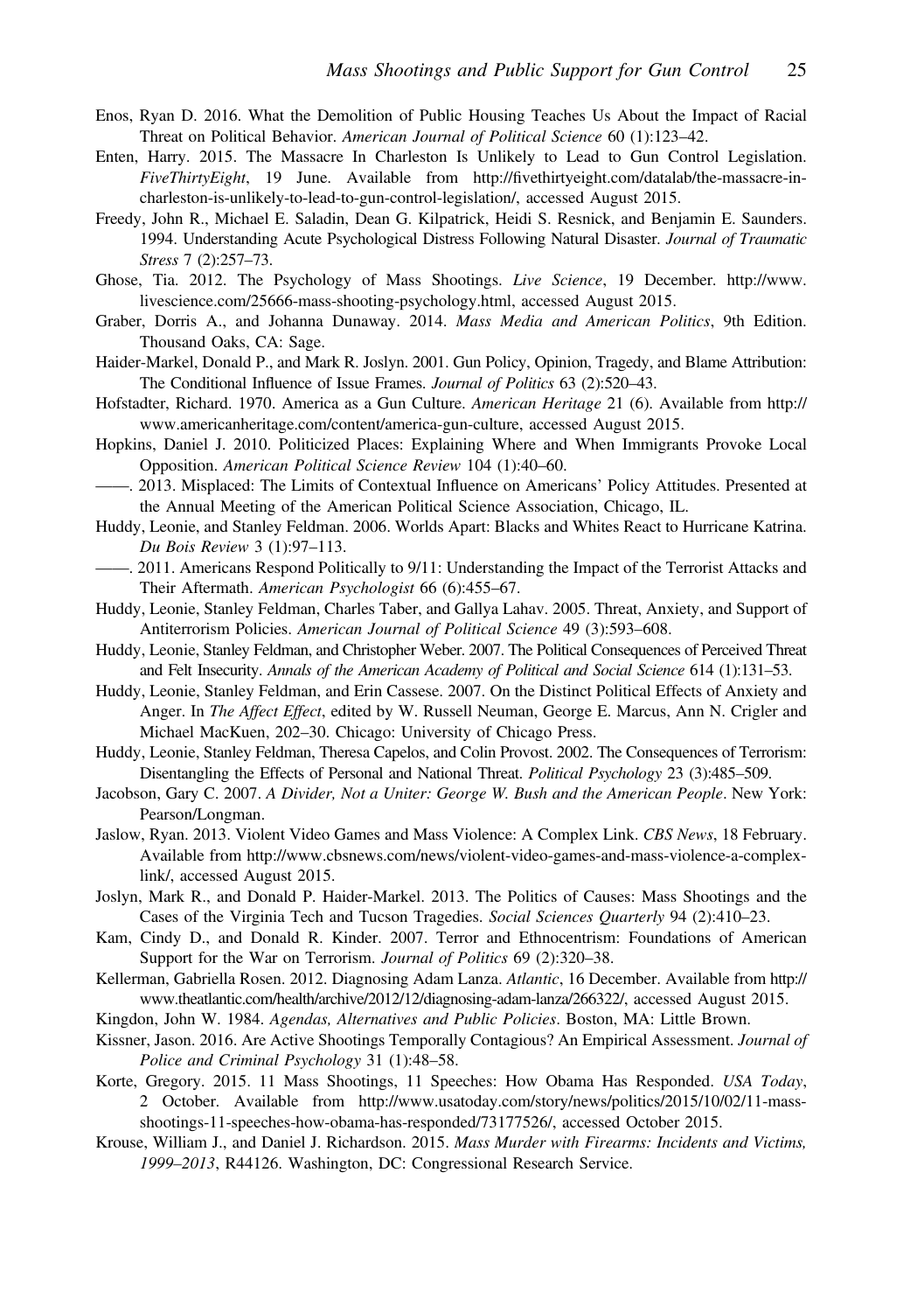Enos, Ryan D. 2016. What the Demolition of Public Housing Teaches Us About the Impact of Racial Threat on Political Behavior. *American Journal of Political Science* 60 (1):123–42.

Enten, Harry. 2015. The Massacre In Charleston Is Unlikely to Lead to Gun Control Legislation. *FiveThirtyEight*, 19 June. Available from http://fivethirtyeight.com/datalab/the-massacre-in-charleston-is-unlikely-to-lead-to-gun-control-legislation/, accessed August 2015.

Freedy, John R., Michael E. Saladin, Dean G. Kilpatrick, Heidi S. Resnick, and Benjamin E. Saunders. 1994. Understanding Acute Psychological Distress Following Natural Disaster. *Journal of Traumatic Stress* 7 (2):257–73.

Ghose, Tia. 2012. The Psychology of Mass Shootings. *Live Science*, 19 December. http://www.livescience.com/25666-mass-shooting-psychology.html, accessed August 2015.

Graber, Dorris A., and Johanna Dunaway. 2014. *Mass Media and American Politics*, 9th Edition. Thousand Oaks, CA: Sage.

Haider-Markel, Donald P., and Mark R. Joslyn. 2001. Gun Policy, Opinion, Tragedy, and Blame Attribution: The Conditional Influence of Issue Frames. *Journal of Politics* 63 (2):520–43.

Hofstadter, Richard. 1970. America as a Gun Culture. *American Heritage* 21 (6). Available from http://www.americanheritage.com/content/america-gun-culture, accessed August 2015.

Hopkins, Daniel J. 2010. Politicized Places: Explaining Where and When Immigrants Provoke Local Opposition. *American Political Science Review* 104 (1):40–60.

——. 2013. Misplaced: The Limits of Contextual Influence on Americans' Policy Attitudes. Presented at the Annual Meeting of the American Political Science Association, Chicago, IL.

Huddy, Leonie, and Stanley Feldman. 2006. Worlds Apart: Blacks and Whites React to Hurricane Katrina. *Du Bois Review* 3 (1):97–113.

——. 2011. Americans Respond Politically to 9/11: Understanding the Impact of the Terrorist Attacks and Their Aftermath. *American Psychologist* 66 (6):455–67.

Huddy, Leonie, Stanley Feldman, Charles Taber, and Gallya Lahav. 2005. Threat, Anxiety, and Support of Antiterrorism Policies. *American Journal of Political Science* 49 (3):593–608.

Huddy, Leonie, Stanley Feldman, and Christopher Weber. 2007. The Political Consequences of Perceived Threat and Felt Insecurity. *Annals of the American Academy of Political and Social Science* 614 (1):131–53.

Huddy, Leonie, Stanley Feldman, and Erin Cassese. 2007. On the Distinct Political Effects of Anxiety and Anger. In *The Affect Effect*, edited by W. Russell Neuman, George E. Marcus, Ann N. Crigler and Michael MacKuen, 202–30. Chicago: University of Chicago Press.

Huddy, Leonie, Stanley Feldman, Theresa Capelos, and Colin Provost. 2002. The Consequences of Terrorism: Disentangling the Effects of Personal and National Threat. *Political Psychology* 23 (3):485–509.

Jacobson, Gary C. 2007. *A Divider, Not a Uniter: George W. Bush and the American People*. New York: Pearson/Longman.

Jaslow, Ryan. 2013. Violent Video Games and Mass Violence: A Complex Link. *CBS News*, 18 February. Available from http://www.cbsnews.com/news/violent-video-games-and-mass-violence-a-complex-link/, accessed August 2015.

Joslyn, Mark R., and Donald P. Haider-Markel. 2013. The Politics of Causes: Mass Shootings and the Cases of the Virginia Tech and Tucson Tragedies. *Social Sciences Quarterly* 94 (2):410–23.

Kam, Cindy D., and Donald R. Kinder. 2007. Terror and Ethnocentrism: Foundations of American Support for the War on Terrorism. *Journal of Politics* 69 (2):320–38.

Kellerman, Gabriella Rosen. 2012. Diagnosing Adam Lanza. *Atlantic*, 16 December. Available from http://www.theatlantic.com/health/archive/2012/12/diagnosing-adam-lanza/266322/, accessed August 2015.

Kingdon, John W. 1984. *Agendas, Alternatives and Public Policies*. Boston, MA: Little Brown.

Kissner, Jason. 2016. Are Active Shootings Temporally Contagious? An Empirical Assessment. *Journal of Police and Criminal Psychology* 31 (1):48–58.

Korte, Gregory. 2015. 11 Mass Shootings, 11 Speeches: How Obama Has Responded. *USA Today*, 2 October. Available from http://www.usatoday.com/story/news/politics/2015/10/02/11-mass-shootings-11-speeches-how-obama-has-responded/73177526/, accessed October 2015.

Krouse, William J., and Daniel J. Richardson. 2015. *Mass Murder with Firearms: Incidents and Victims, 1999–2013*, R44126. Washington, DC: Congressional Research Service.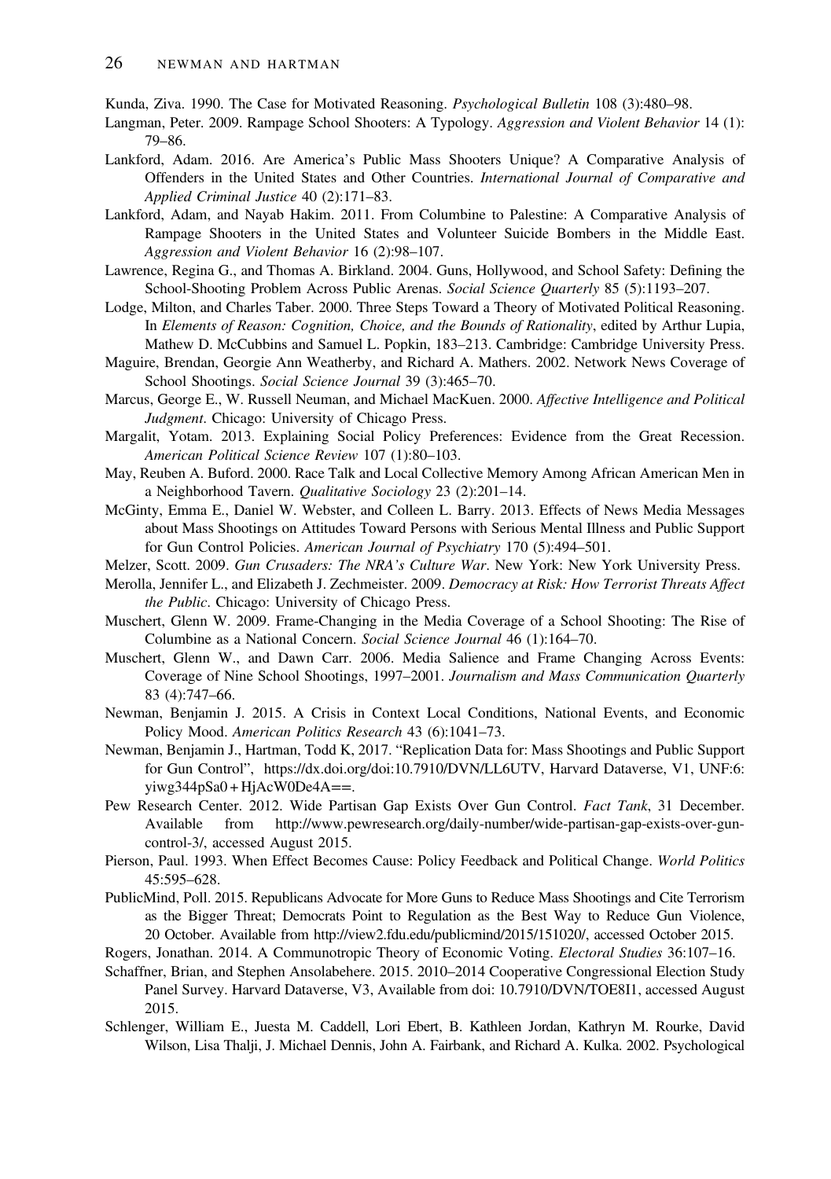Kunda, Ziva. 1990. The Case for Motivated Reasoning. *Psychological Bulletin* 108 (3):480–98.

Langman, Peter. 2009. Rampage School Shooters: A Typology. *Aggression and Violent Behavior* 14 (1): 79–86.

Lankford, Adam. 2016. Are America's Public Mass Shooters Unique? A Comparative Analysis of Offenders in the United States and Other Countries. *International Journal of Comparative and Applied Criminal Justice* 40 (2):171–83.

Lankford, Adam, and Nayab Hakim. 2011. From Columbine to Palestine: A Comparative Analysis of Rampage Shooters in the United States and Volunteer Suicide Bombers in the Middle East. *Aggression and Violent Behavior* 16 (2):98–107.

Lawrence, Regina G., and Thomas A. Birkland. 2004. Guns, Hollywood, and School Safety: Defining the School-Shooting Problem Across Public Arenas. *Social Science Quarterly* 85 (5):1193–207.

Lodge, Milton, and Charles Taber. 2000. Three Steps Toward a Theory of Motivated Political Reasoning. In *Elements of Reason: Cognition, Choice, and the Bounds of Rationality*, edited by Arthur Lupia, Mathew D. McCubbins and Samuel L. Popkin, 183–213. Cambridge: Cambridge University Press.

Maguire, Brendan, Georgie Ann Weatherby, and Richard A. Mathers. 2002. Network News Coverage of School Shootings. *Social Science Journal* 39 (3):465–70.

Marcus, George E., W. Russell Neuman, and Michael MacKuen. 2000. *Affective Intelligence and Political Judgment*. Chicago: University of Chicago Press.

Margalit, Yotam. 2013. Explaining Social Policy Preferences: Evidence from the Great Recession. *American Political Science Review* 107 (1):80–103.

May, Reuben A. Buford. 2000. Race Talk and Local Collective Memory Among African American Men in a Neighborhood Tavern. *Qualitative Sociology* 23 (2):201–14.

McGinty, Emma E., Daniel W. Webster, and Colleen L. Barry. 2013. Effects of News Media Messages about Mass Shootings on Attitudes Toward Persons with Serious Mental Illness and Public Support for Gun Control Policies. *American Journal of Psychiatry* 170 (5):494–501.

Melzer, Scott. 2009. *Gun Crusaders: The NRA's Culture War*. New York: New York University Press.

Merolla, Jennifer L., and Elizabeth J. Zechmeister. 2009. *Democracy at Risk: How Terrorist Threats Affect the Public*. Chicago: University of Chicago Press.

Muschert, Glenn W. 2009. Frame-Changing in the Media Coverage of a School Shooting: The Rise of Columbine as a National Concern. *Social Science Journal* 46 (1):164–70.

Muschert, Glenn W., and Dawn Carr. 2006. Media Salience and Frame Changing Across Events: Coverage of Nine School Shootings, 1997–2001. *Journalism and Mass Communication Quarterly* 83 (4):747–66.

Newman, Benjamin J. 2015. A Crisis in Context Local Conditions, National Events, and Economic Policy Mood. *American Politics Research* 43 (6):1041–73.

Newman, Benjamin J., Hartman, Todd K, 2017. "Replication Data for: Mass Shootings and Public Support for Gun Control", https://dx.doi.org/doi:10.7910/DVN/LL6UTV, Harvard Dataverse, V1, UNF:6: yiwg344pSa0 + HjAcW0De4A==.

Pew Research Center. 2012. Wide Partisan Gap Exists Over Gun Control. *Fact Tank*, 31 December. Available from http://www.pewresearch.org/daily-number/wide-partisan-gap-exists-over-gun-control-3/, accessed August 2015.

Pierson, Paul. 1993. When Effect Becomes Cause: Policy Feedback and Political Change. *World Politics* 45:595–628.

PublicMind, Poll. 2015. Republicans Advocate for More Guns to Reduce Mass Shootings and Cite Terrorism as the Bigger Threat; Democrats Point to Regulation as the Best Way to Reduce Gun Violence, 20 October. Available from http://view2.fdu.edu/publicmind/2015/151020/, accessed October 2015.

Rogers, Jonathan. 2014. A Communotropic Theory of Economic Voting. *Electoral Studies* 36:107–16.

Schaffner, Brian, and Stephen Ansolabehere. 2015. 2010–2014 Cooperative Congressional Election Study Panel Survey. Harvard Dataverse, V3, Available from doi: 10.7910/DVN/TOE8I1, accessed August 2015.

Schlenger, William E., Juesta M. Caddell, Lori Ebert, B. Kathleen Jordan, Kathryn M. Rourke, David Wilson, Lisa Thalji, J. Michael Dennis, John A. Fairbank, and Richard A. Kulka. 2002. Psychological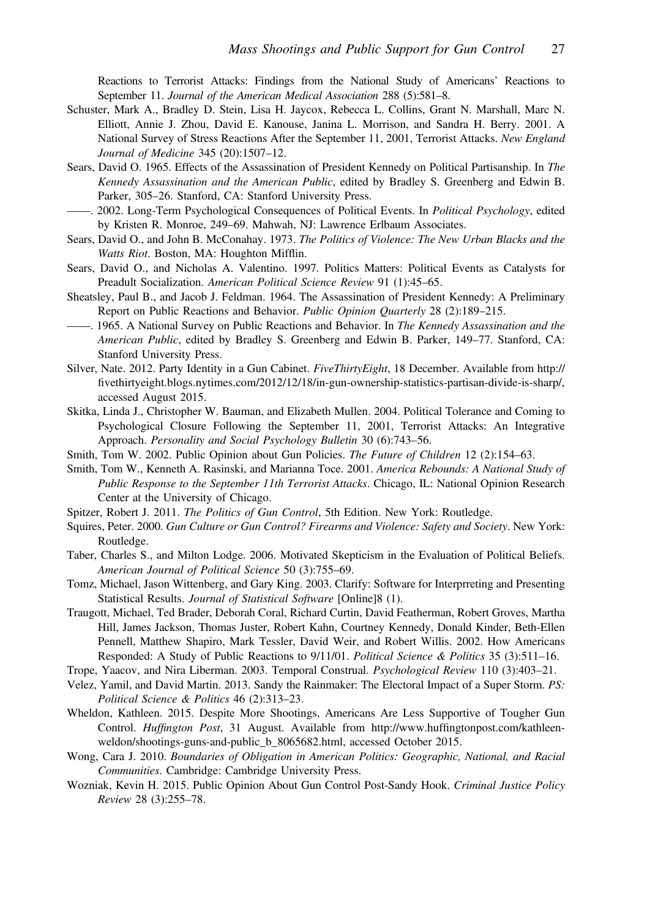Reactions to Terrorist Attacks: Findings from the National Study of Americans' Reactions to September 11. *Journal of the American Medical Association* 288 (5):581–8.

Schuster, Mark A., Bradley D. Stein, Lisa H. Jaycox, Rebecca L. Collins, Grant N. Marshall, Marc N. Elliott, Annie J. Zhou, David E. Kanouse, Janina L. Morrison, and Sandra H. Berry. 2001. A National Survey of Stress Reactions After the September 11, 2001, Terrorist Attacks. *New England Journal of Medicine* 345 (20):1507–12.

Sears, David O. 1965. Effects of the Assassination of President Kennedy on Political Partisanship. In *The Kennedy Assassination and the American Public*, edited by Bradley S. Greenberg and Edwin B. Parker, 305–26. Stanford, CA: Stanford University Press.

——. 2002. Long-Term Psychological Consequences of Political Events. In *Political Psychology*, edited by Kristen R. Monroe, 249–69. Mahwah, NJ: Lawrence Erlbaum Associates.

Sears, David O., and John B. McConahay. 1973. *The Politics of Violence: The New Urban Blacks and the Watts Riot*. Boston, MA: Houghton Mifflin.

Sears, David O., and Nicholas A. Valentino. 1997. Politics Matters: Political Events as Catalysts for Preadult Socialization. *American Political Science Review* 91 (1):45–65.

Sheatsley, Paul B., and Jacob J. Feldman. 1964. The Assassination of President Kennedy: A Preliminary Report on Public Reactions and Behavior. *Public Opinion Quarterly* 28 (2):189–215.

——. 1965. A National Survey on Public Reactions and Behavior. In *The Kennedy Assassination and the American Public*, edited by Bradley S. Greenberg and Edwin B. Parker, 149–77. Stanford, CA: Stanford University Press.

Silver, Nate. 2012. Party Identity in a Gun Cabinet. *FiveThirtyEight*, 18 December. Available from http://fivethirtyeight.blogs.nytimes.com/2012/12/18/in-gun-ownership-statistics-partisan-divide-is-sharp/, accessed August 2015.

Skitka, Linda J., Christopher W. Bauman, and Elizabeth Mullen. 2004. Political Tolerance and Coming to Psychological Closure Following the September 11, 2001, Terrorist Attacks: An Integrative Approach. *Personality and Social Psychology Bulletin* 30 (6):743–56.

Smith, Tom W. 2002. Public Opinion about Gun Policies. *The Future of Children* 12 (2):154–63.

Smith, Tom W., Kenneth A. Rasinski, and Marianna Toce. 2001. *America Rebounds: A National Study of Public Response to the September 11th Terrorist Attacks*. Chicago, IL: National Opinion Research Center at the University of Chicago.

Spitzer, Robert J. 2011. *The Politics of Gun Control*, 5th Edition. New York: Routledge.

Squires, Peter. 2000. *Gun Culture or Gun Control? Firearms and Violence: Safety and Society*. New York: Routledge.

Taber, Charles S., and Milton Lodge. 2006. Motivated Skepticism in the Evaluation of Political Beliefs. *American Journal of Political Science* 50 (3):755–69.

Tomz, Michael, Jason Wittenberg, and Gary King. 2003. Clarify: Software for Interprreting and Presenting Statistical Results. *Journal of Statistical Software* [Online]8 (1).

Traugott, Michael, Ted Brader, Deborah Coral, Richard Curtin, David Featherman, Robert Groves, Martha Hill, James Jackson, Thomas Juster, Robert Kahn, Courtney Kennedy, Donald Kinder, Beth-Ellen Pennell, Matthew Shapiro, Mark Tessler, David Weir, and Robert Willis. 2002. How Americans Responded: A Study of Public Reactions to 9/11/01. *Political Science & Politics* 35 (3):511–16.

Trope, Yaacov, and Nira Liberman. 2003. Temporal Construal. *Psychological Review* 110 (3):403–21.

Velez, Yamil, and David Martin. 2013. Sandy the Rainmaker: The Electoral Impact of a Super Storm. *PS: Political Science & Politics* 46 (2):313–23.

Wheldon, Kathleen. 2015. Despite More Shootings, Americans Are Less Supportive of Tougher Gun Control. *Huffington Post*, 31 August. Available from http://www.huffingtonpost.com/kathleen-weldon/shootings-guns-and-public_b_8065682.html, accessed October 2015.

Wong, Cara J. 2010. *Boundaries of Obligation in American Politics: Geographic, National, and Racial Communities*. Cambridge: Cambridge University Press.

Wozniak, Kevin H. 2015. Public Opinion About Gun Control Post-Sandy Hook. *Criminal Justice Policy Review* 28 (3):255–78.